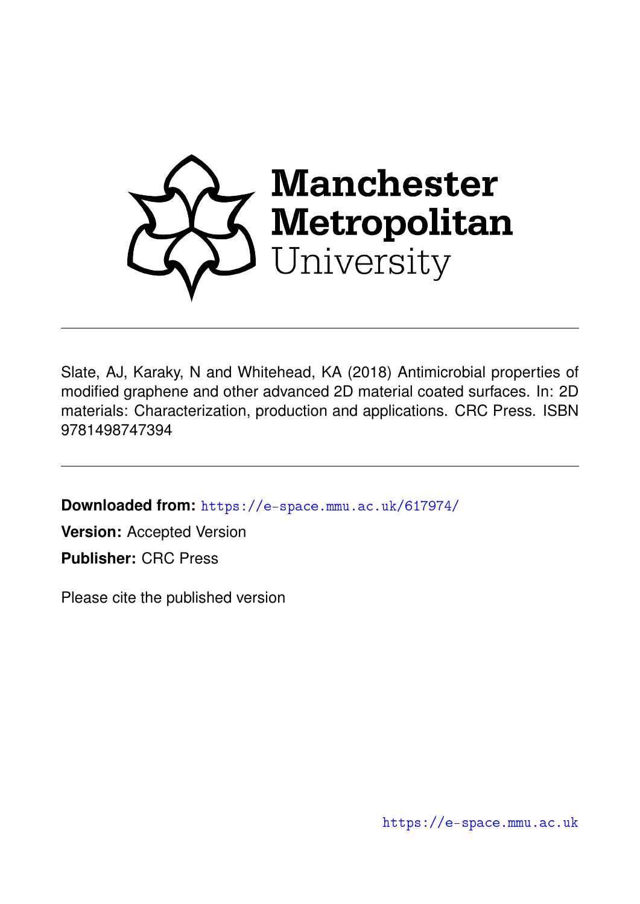Manchester Metropolitan University

Slate, AJ, Karaky, N and Whitehead, KA (2018) Antimicrobial properties of modified graphene and other advanced 2D material coated surfaces. In: 2D materials: Characterization, production and applications. CRC Press. ISBN 9781498747394

**Downloaded from:** https://e-space.mmu.ac.uk/617974/

**Version:** Accepted Version

**Publisher:** CRC Press

Please cite the published version

https://e-space.mmu.ac.uk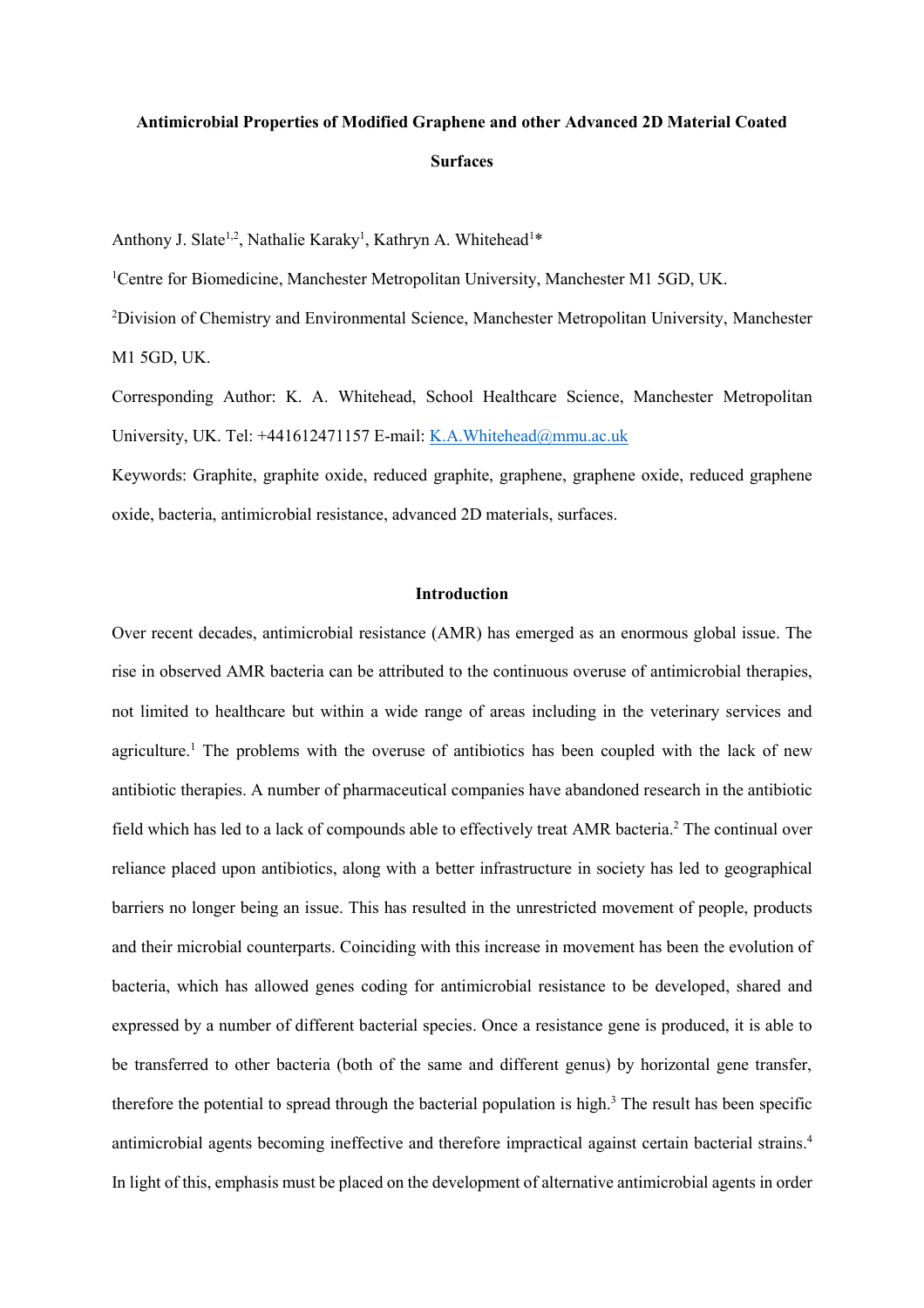**Antimicrobial Properties of Modified Graphene and other Advanced 2D Material Coated Surfaces**

Anthony J. Slate[1,2], Nathalie Karaky[1], Kathryn A. Whitehead[1]*

[1]Centre for Biomedicine, Manchester Metropolitan University, Manchester M1 5GD, UK.

[2]Division of Chemistry and Environmental Science, Manchester Metropolitan University, Manchester M1 5GD, UK.

Corresponding Author: K. A. Whitehead, School Healthcare Science, Manchester Metropolitan University, UK. Tel: +441612471157 E-mail: K.A.Whitehead@mmu.ac.uk

Keywords: Graphite, graphite oxide, reduced graphite, graphene, graphene oxide, reduced graphene oxide, bacteria, antimicrobial resistance, advanced 2D materials, surfaces.

## Introduction

Over recent decades, antimicrobial resistance (AMR) has emerged as an enormous global issue. The rise in observed AMR bacteria can be attributed to the continuous overuse of antimicrobial therapies, not limited to healthcare but within a wide range of areas including in the veterinary services and agriculture.[1] The problems with the overuse of antibiotics has been coupled with the lack of new antibiotic therapies. A number of pharmaceutical companies have abandoned research in the antibiotic field which has led to a lack of compounds able to effectively treat AMR bacteria.[2] The continual over reliance placed upon antibiotics, along with a better infrastructure in society has led to geographical barriers no longer being an issue. This has resulted in the unrestricted movement of people, products and their microbial counterparts. Coinciding with this increase in movement has been the evolution of bacteria, which has allowed genes coding for antimicrobial resistance to be developed, shared and expressed by a number of different bacterial species. Once a resistance gene is produced, it is able to be transferred to other bacteria (both of the same and different genus) by horizontal gene transfer, therefore the potential to spread through the bacterial population is high.[3] The result has been specific antimicrobial agents becoming ineffective and therefore impractical against certain bacterial strains.[4] In light of this, emphasis must be placed on the development of alternative antimicrobial agents in order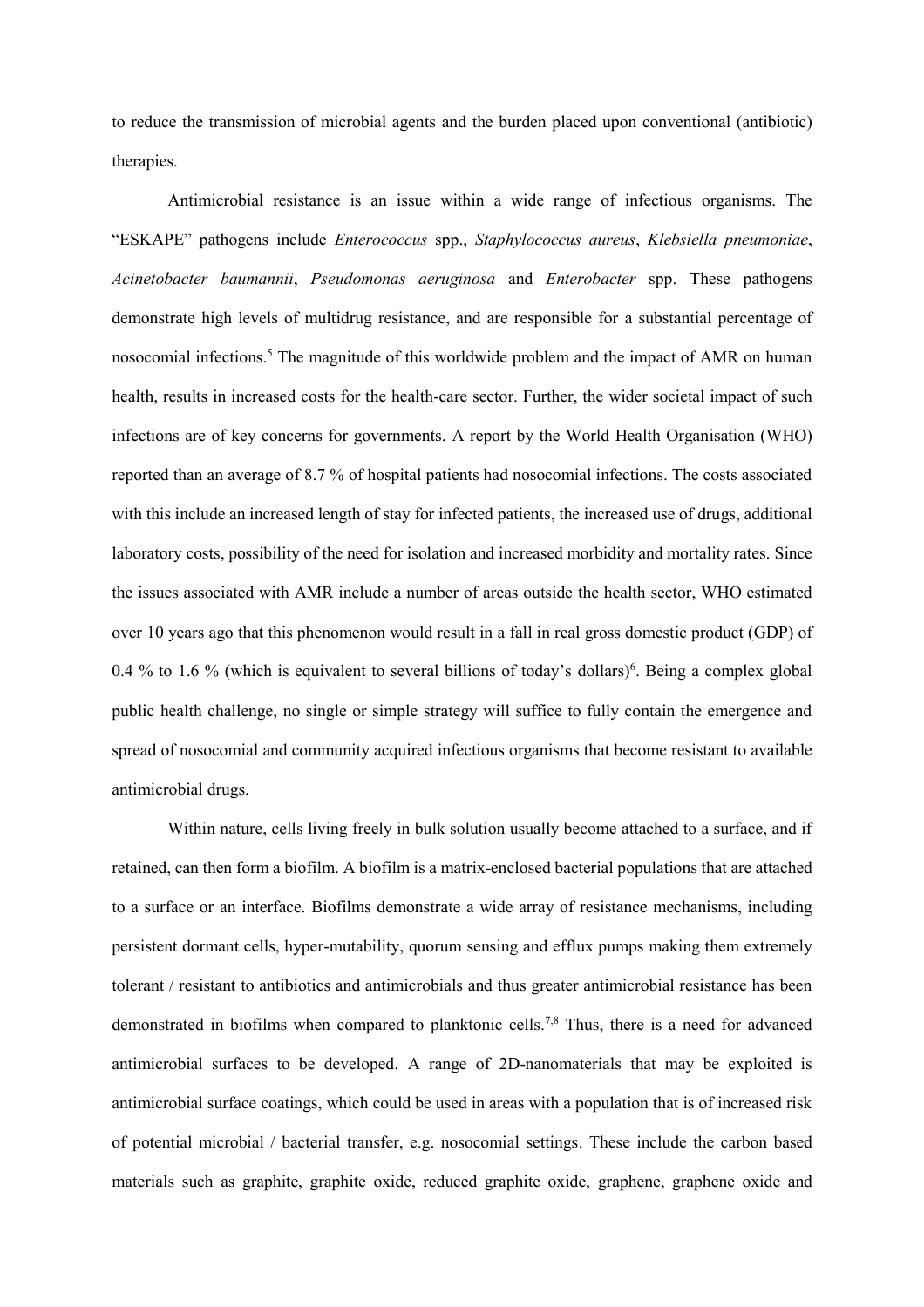to reduce the transmission of microbial agents and the burden placed upon conventional (antibiotic) therapies.

Antimicrobial resistance is an issue within a wide range of infectious organisms. The "ESKAPE" pathogens include *Enterococcus* spp., *Staphylococcus aureus*, *Klebsiella pneumoniae*, *Acinetobacter baumannii*, *Pseudomonas aeruginosa* and *Enterobacter* spp. These pathogens demonstrate high levels of multidrug resistance, and are responsible for a substantial percentage of nosocomial infections.[5] The magnitude of this worldwide problem and the impact of AMR on human health, results in increased costs for the health-care sector. Further, the wider societal impact of such infections are of key concerns for governments. A report by the World Health Organisation (WHO) reported than an average of 8.7 % of hospital patients had nosocomial infections. The costs associated with this include an increased length of stay for infected patients, the increased use of drugs, additional laboratory costs, possibility of the need for isolation and increased morbidity and mortality rates. Since the issues associated with AMR include a number of areas outside the health sector, WHO estimated over 10 years ago that this phenomenon would result in a fall in real gross domestic product (GDP) of 0.4 % to 1.6 % (which is equivalent to several billions of today's dollars)[6]. Being a complex global public health challenge, no single or simple strategy will suffice to fully contain the emergence and spread of nosocomial and community acquired infectious organisms that become resistant to available antimicrobial drugs.

Within nature, cells living freely in bulk solution usually become attached to a surface, and if retained, can then form a biofilm. A biofilm is a matrix-enclosed bacterial populations that are attached to a surface or an interface. Biofilms demonstrate a wide array of resistance mechanisms, including persistent dormant cells, hyper-mutability, quorum sensing and efflux pumps making them extremely tolerant / resistant to antibiotics and antimicrobials and thus greater antimicrobial resistance has been demonstrated in biofilms when compared to planktonic cells.[7,8] Thus, there is a need for advanced antimicrobial surfaces to be developed. A range of 2D-nanomaterials that may be exploited is antimicrobial surface coatings, which could be used in areas with a population that is of increased risk of potential microbial / bacterial transfer, e.g. nosocomial settings. These include the carbon based materials such as graphite, graphite oxide, reduced graphite oxide, graphene, graphene oxide and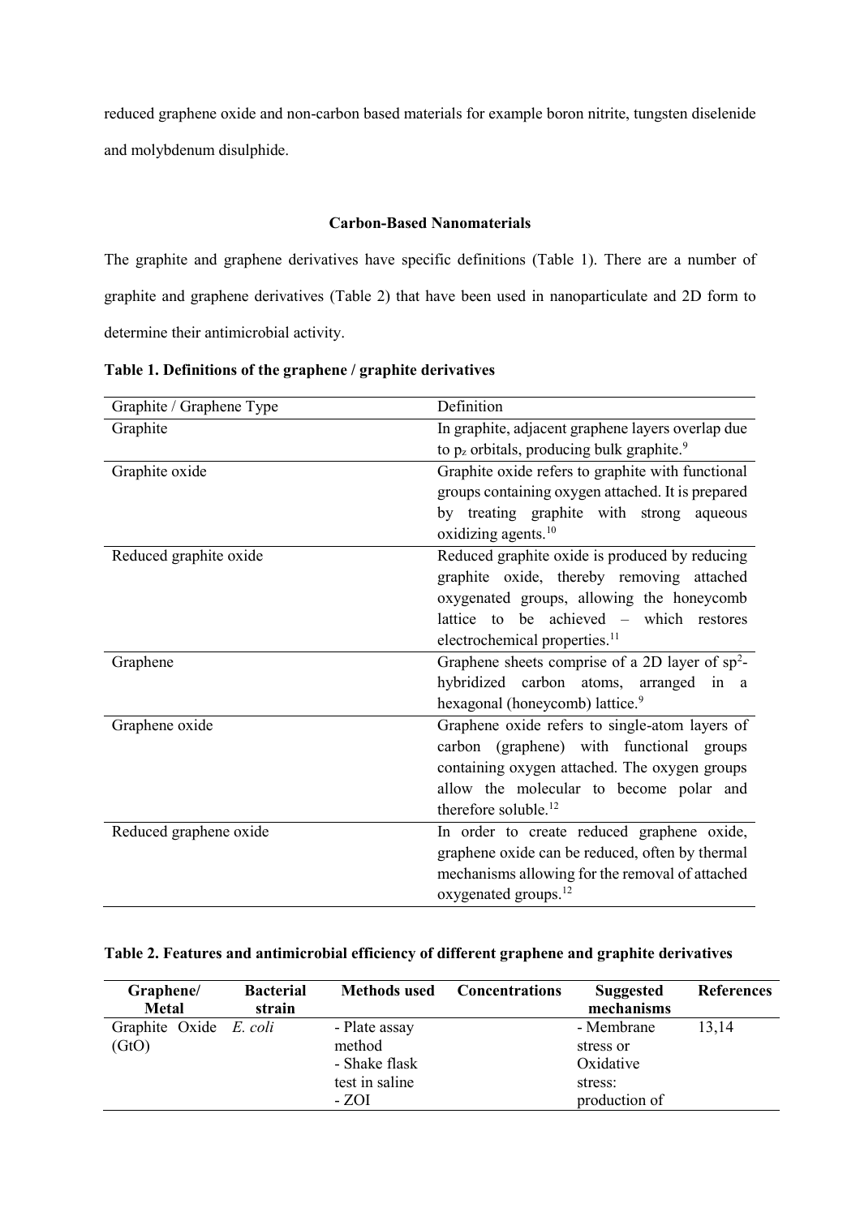reduced graphene oxide and non-carbon based materials for example boron nitrite, tungsten diselenide and molybdenum disulphide.

### Carbon-Based Nanomaterials

The graphite and graphene derivatives have specific definitions (Table 1). There are a number of graphite and graphene derivatives (Table 2) that have been used in nanoparticulate and 2D form to determine their antimicrobial activity.

**Table 1. Definitions of the graphene / graphite derivatives**

| Graphite / Graphene Type | Definition |
|---|---|
| Graphite | In graphite, adjacent graphene layers overlap due to $p_z$ orbitals, producing bulk graphite.[9] |
| Graphite oxide | Graphite oxide refers to graphite with functional groups containing oxygen attached. It is prepared by treating graphite with strong aqueous oxidizing agents.[10] |
| Reduced graphite oxide | Reduced graphite oxide is produced by reducing graphite oxide, thereby removing attached oxygenated groups, allowing the honeycomb lattice to be achieved – which restores electrochemical properties.[11] |
| Graphene | Graphene sheets comprise of a 2D layer of $sp^2$-hybridized carbon atoms, arranged in a hexagonal (honeycomb) lattice.[9] |
| Graphene oxide | Graphene oxide refers to single-atom layers of carbon (graphene) with functional groups containing oxygen attached. The oxygen groups allow the molecular to become polar and therefore soluble.[12] |
| Reduced graphene oxide | In order to create reduced graphene oxide, graphene oxide can be reduced, often by thermal mechanisms allowing for the removal of attached oxygenated groups.[12] |

**Table 2. Features and antimicrobial efficiency of different graphene and graphite derivatives**

| Graphene/ Metal | Bacterial strain | Methods used | Concentrations | Suggested mechanisms | References |
|---|---|---|---|---|---|
| Graphite Oxide (GtO) | *E. coli* | - Plate assay method<br>- Shake flask test in saline<br>- ZOI | | - Membrane stress or Oxidative stress: production of | 13,14 |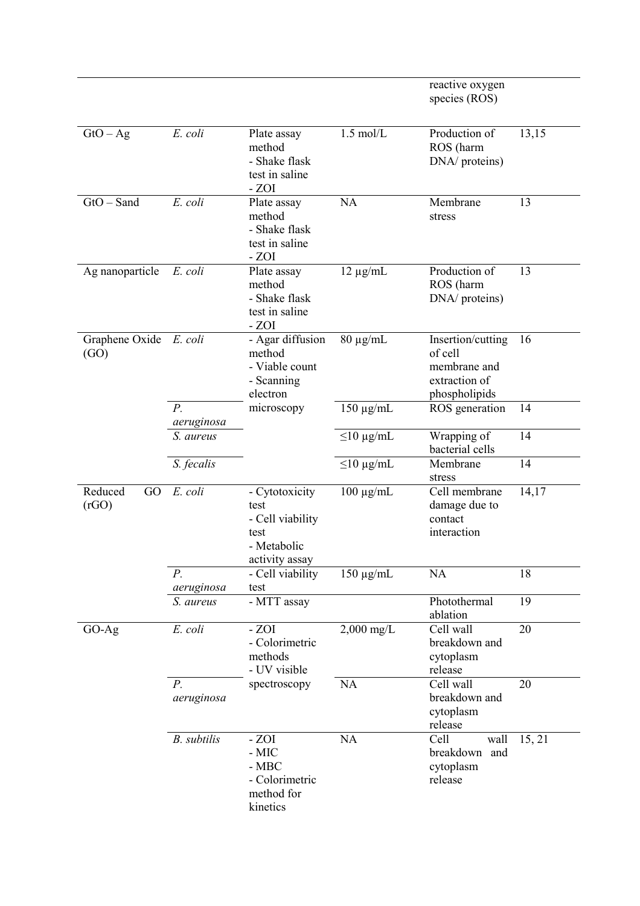| | | | | reactive oxygen species (ROS) | |
|---|---|---|---|---|---|
| GtO – Ag | *E. coli* | Plate assay method<br>- Shake flask test in saline<br>- ZOI | 1.5 mol/L | Production of ROS (harm DNA/ proteins) | 13,15 |
| GtO – Sand | *E. coli* | Plate assay method<br>- Shake flask test in saline<br>- ZOI | NA | Membrane stress | 13 |
| Ag nanoparticle | *E. coli* | Plate assay method<br>- Shake flask test in saline<br>- ZOI | 12 µg/mL | Production of ROS (harm DNA/ proteins) | 13 |
| Graphene Oxide (GO) | *E. coli* | - Agar diffusion method<br>- Viable count<br>- Scanning electron microscopy | 80 µg/mL | Insertion/cutting of cell membrane and extraction of phospholipids | 16 |
| | *P. aeruginosa* | | 150 µg/mL | ROS generation | 14 |
| | *S. aureus* | | ≤10 µg/mL | Wrapping of bacterial cells | 14 |
| | *S. fecalis* | | ≤10 µg/mL | Membrane stress | 14 |
| Reduced GO (rGO) | *E. coli* | - Cytotoxicity test<br>- Cell viability test<br>- Metabolic activity assay | 100 µg/mL | Cell membrane damage due to contact interaction | 14,17 |
| | *P. aeruginosa* | - Cell viability test | 150 µg/mL | NA | 18 |
| | *S. aureus* | - MTT assay | | Photothermal ablation | 19 |
| GO-Ag | *E. coli* | - ZOI<br>- Colorimetric methods<br>- UV visible spectroscopy | 2,000 mg/L | Cell wall breakdown and cytoplasm release | 20 |
| | *P. aeruginosa* | | NA | Cell wall breakdown and cytoplasm release | 20 |
| | *B. subtilis* | - ZOI<br>- MIC<br>- MBC<br>- Colorimetric method for kinetics | NA | Cell wall breakdown and cytoplasm release | 15, 21 |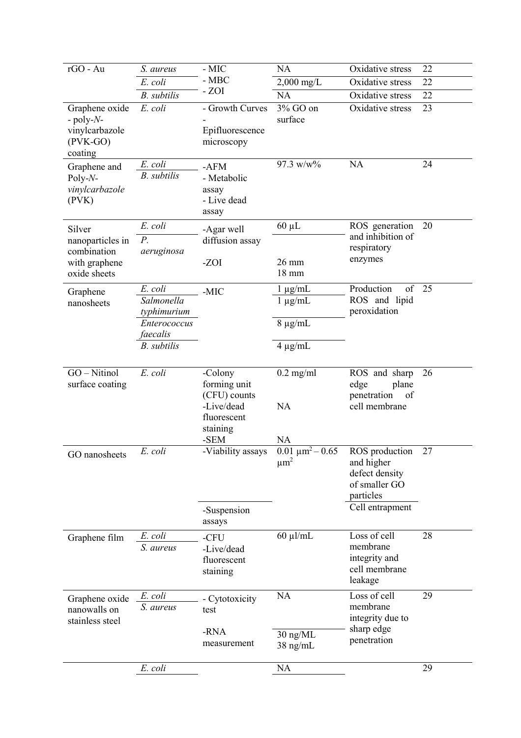| | | | | | |
|---|---|---|---|---|---|
| rGO - Au | *S. aureus* | - MIC<br>- MBC<br>- ZOI | NA | Oxidative stress | 22 |
| | *E. coli* | | 2,000 mg/L | Oxidative stress | 22 |
| | *B. subtilis* | | NA | Oxidative stress | 22 |
| Graphene oxide - poly-*N*-vinylcarbazole (PVK-GO) coating | *E. coli* | - Growth Curves<br>- Epifluorescence microscopy | 3% GO on surface | Oxidative stress | 23 |
| Graphene and Poly-*N*-*vinylcarbazole* (PVK) | *E. coli*<br>*B. subtilis* | -AFM<br>- Metabolic assay<br>- Live dead assay | 97.3 w/w% | NA | 24 |
| Silver nanoparticles in combination with graphene oxide sheets | *E. coli* | -Agar well diffusion assay | 60 µL | ROS generation and inhibition of respiratory enzymes | 20 |
| | *P. aeruginosa* | -ZOI | 26 mm<br>18 mm | | |
| Graphene nanosheets | *E. coli* | -MIC | 1 µg/mL | Production of ROS and lipid peroxidation | 25 |
| | *Salmonella typhimurium* | | 1 µg/mL | | |
| | *Enterococcus faecalis* | | 8 µg/mL | | |
| | *B. subtilis* | | 4 µg/mL | | |
| GO – Nitinol surface coating | *E. coli* | -Colony forming unit (CFU) counts | 0.2 mg/ml | ROS and sharp edge plane penetration of cell membrane | 26 |
| | | -Live/dead fluorescent staining | NA | | |
| | | -SEM | NA | | |
| GO nanosheets | *E. coli* | -Viability assays | 0.01 $\mu m^2$ – 0.65 $\mu m^2$ | ROS production and higher defect density of smaller GO particles | 27 |
| | | -Suspension assays | | Cell entrapment | |
| Graphene film | *E. coli*<br>*S. aureus* | -CFU<br>-Live/dead fluorescent staining | 60 µl/mL | Loss of cell membrane integrity and cell membrane leakage | 28 |
| Graphene oxide nanowalls on stainless steel | *E. coli*<br>*S. aureus* | - Cytotoxicity test | NA | Loss of cell membrane integrity due to sharp edge penetration | 29 |
| | | -RNA measurement | 30 ng/ML<br>38 ng/mL | | |
| | *E. coli* | | NA | | 29 |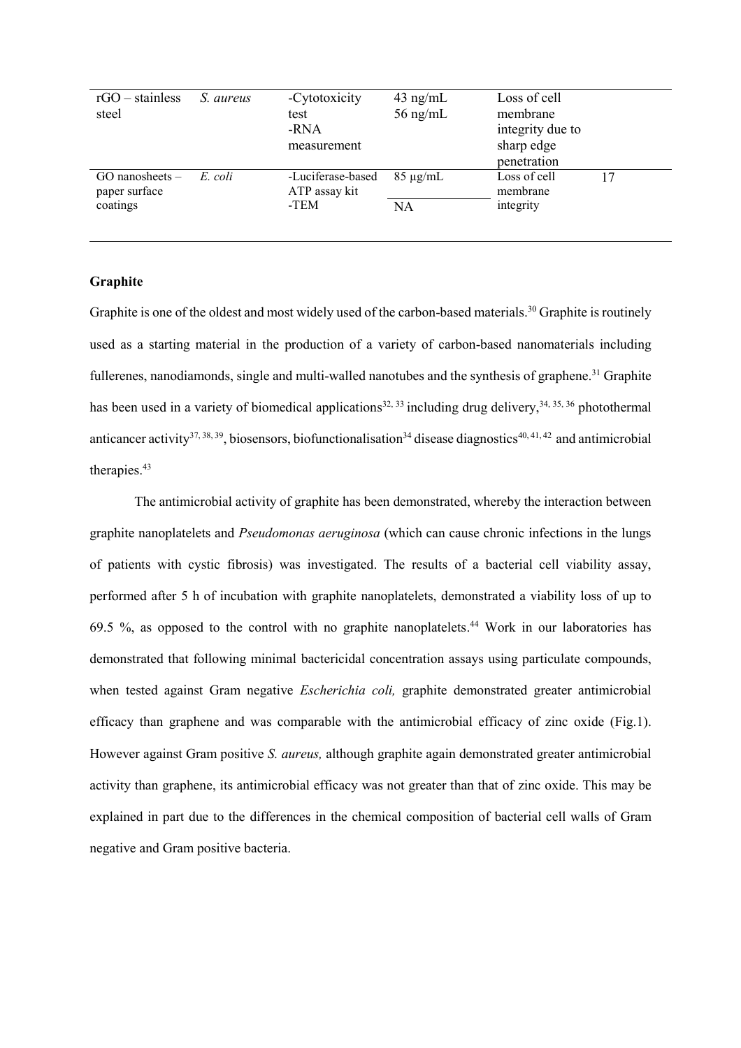| rGO – stainless steel | *S. aureus* | -Cytotoxicity test<br>-RNA measurement | 43 ng/mL<br>56 ng/mL | Loss of cell membrane integrity due to sharp edge penetration | |
|---|---|---|---|---|---|
| GO nanosheets – paper surface coatings | *E. coli* | -Luciferase-based ATP assay kit<br>-TEM | 85 µg/mL<br>NA | Loss of cell membrane integrity | 17 |

**Graphite**

Graphite is one of the oldest and most widely used of the carbon-based materials.[30] Graphite is routinely used as a starting material in the production of a variety of carbon-based nanomaterials including fullerenes, nanodiamonds, single and multi-walled nanotubes and the synthesis of graphene.[31] Graphite has been used in a variety of biomedical applications[32, 33] including drug delivery,[34, 35, 36] photothermal anticancer activity[37, 38, 39], biosensors, biofunctionalisation[34] disease diagnostics[40, 41, 42] and antimicrobial therapies.[43]

The antimicrobial activity of graphite has been demonstrated, whereby the interaction between graphite nanoplatelets and *Pseudomonas aeruginosa* (which can cause chronic infections in the lungs of patients with cystic fibrosis) was investigated. The results of a bacterial cell viability assay, performed after 5 h of incubation with graphite nanoplatelets, demonstrated a viability loss of up to 69.5 %, as opposed to the control with no graphite nanoplatelets.[44] Work in our laboratories has demonstrated that following minimal bactericidal concentration assays using particulate compounds, when tested against Gram negative *Escherichia coli,* graphite demonstrated greater antimicrobial efficacy than graphene and was comparable with the antimicrobial efficacy of zinc oxide (Fig.1). However against Gram positive *S. aureus,* although graphite again demonstrated greater antimicrobial activity than graphene, its antimicrobial efficacy was not greater than that of zinc oxide. This may be explained in part due to the differences in the chemical composition of bacterial cell walls of Gram negative and Gram positive bacteria.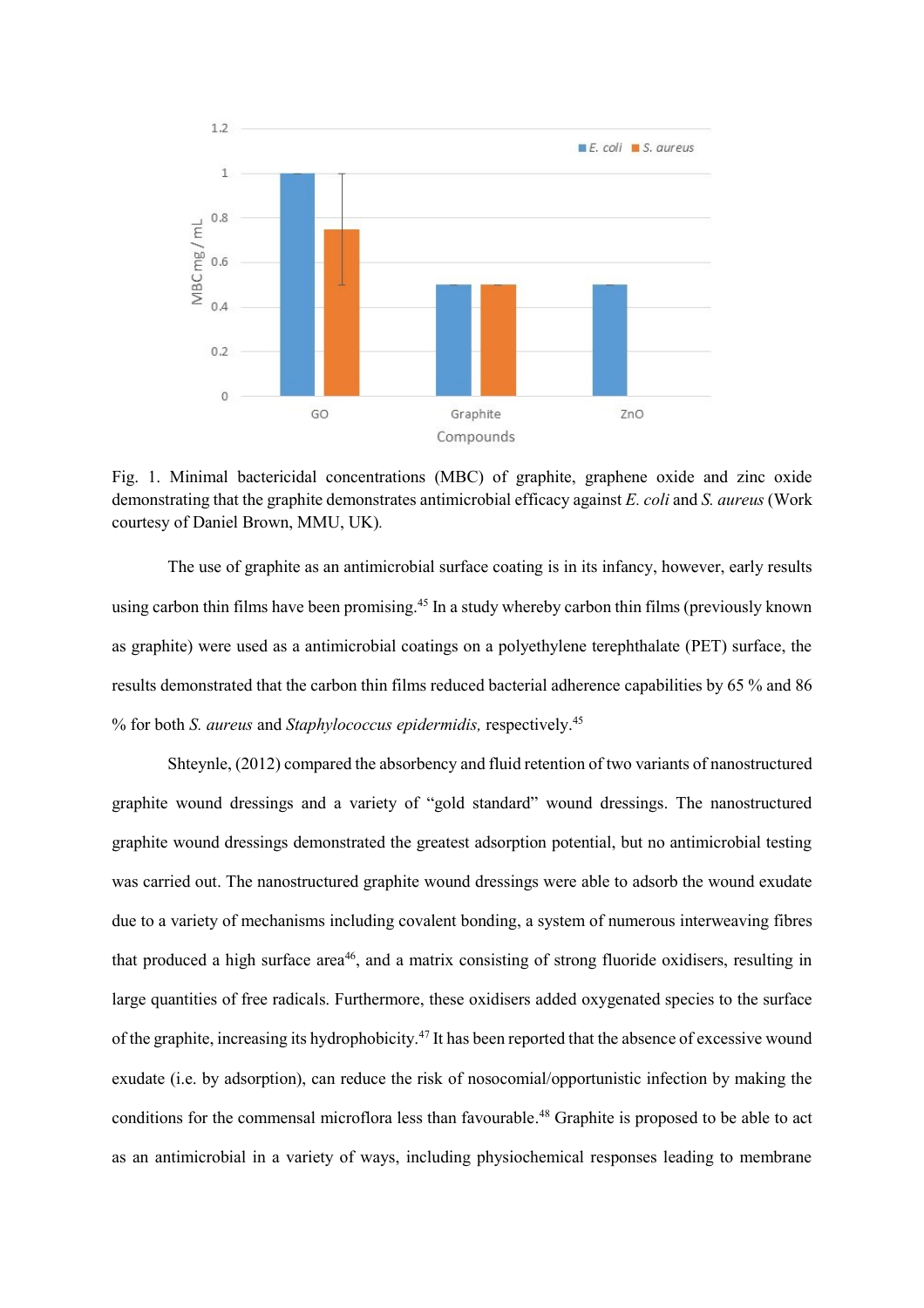Fig. 1. Minimal bactericidal concentrations (MBC) of graphite, graphene oxide and zinc oxide demonstrating that the graphite demonstrates antimicrobial efficacy against *E. coli* and *S. aureus* (Work courtesy of Daniel Brown, MMU, UK).

The use of graphite as an antimicrobial surface coating is in its infancy, however, early results using carbon thin films have been promising.[45] In a study whereby carbon thin films (previously known as graphite) were used as a antimicrobial coatings on a polyethylene terephthalate (PET) surface, the results demonstrated that the carbon thin films reduced bacterial adherence capabilities by 65 % and 86 % for both *S. aureus* and *Staphylococcus epidermidis,* respectively.[45]

Shteynle, (2012) compared the absorbency and fluid retention of two variants of nanostructured graphite wound dressings and a variety of "gold standard" wound dressings. The nanostructured graphite wound dressings demonstrated the greatest adsorption potential, but no antimicrobial testing was carried out. The nanostructured graphite wound dressings were able to adsorb the wound exudate due to a variety of mechanisms including covalent bonding, a system of numerous interweaving fibres that produced a high surface area[46], and a matrix consisting of strong fluoride oxidisers, resulting in large quantities of free radicals. Furthermore, these oxidisers added oxygenated species to the surface of the graphite, increasing its hydrophobicity.[47] It has been reported that the absence of excessive wound exudate (i.e. by adsorption), can reduce the risk of nosocomial/opportunistic infection by making the conditions for the commensal microflora less than favourable.[48] Graphite is proposed to be able to act as an antimicrobial in a variety of ways, including physiochemical responses leading to membrane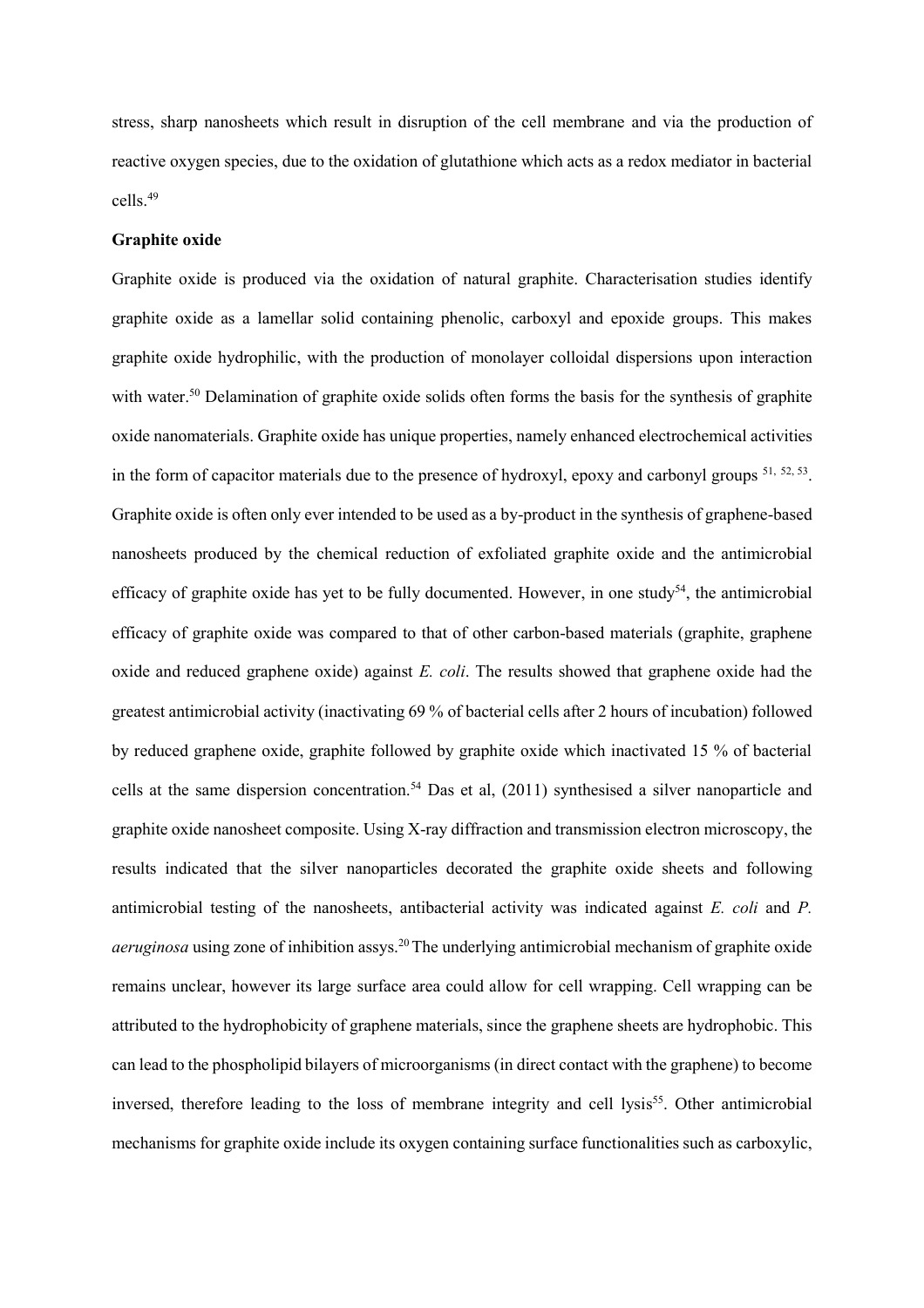stress, sharp nanosheets which result in disruption of the cell membrane and via the production of reactive oxygen species, due to the oxidation of glutathione which acts as a redox mediator in bacterial cells.[49]

**Graphite oxide**

Graphite oxide is produced via the oxidation of natural graphite. Characterisation studies identify graphite oxide as a lamellar solid containing phenolic, carboxyl and epoxide groups. This makes graphite oxide hydrophilic, with the production of monolayer colloidal dispersions upon interaction with water.[50] Delamination of graphite oxide solids often forms the basis for the synthesis of graphite oxide nanomaterials. Graphite oxide has unique properties, namely enhanced electrochemical activities in the form of capacitor materials due to the presence of hydroxyl, epoxy and carbonyl groups [51, 52, 53]. Graphite oxide is often only ever intended to be used as a by-product in the synthesis of graphene-based nanosheets produced by the chemical reduction of exfoliated graphite oxide and the antimicrobial efficacy of graphite oxide has yet to be fully documented. However, in one study[54], the antimicrobial efficacy of graphite oxide was compared to that of other carbon-based materials (graphite, graphene oxide and reduced graphene oxide) against *E. coli*. The results showed that graphene oxide had the greatest antimicrobial activity (inactivating 69 % of bacterial cells after 2 hours of incubation) followed by reduced graphene oxide, graphite followed by graphite oxide which inactivated 15 % of bacterial cells at the same dispersion concentration.[54] Das et al, (2011) synthesised a silver nanoparticle and graphite oxide nanosheet composite. Using X-ray diffraction and transmission electron microscopy, the results indicated that the silver nanoparticles decorated the graphite oxide sheets and following antimicrobial testing of the nanosheets, antibacterial activity was indicated against *E. coli* and *P. aeruginosa* using zone of inhibition assys.[20] The underlying antimicrobial mechanism of graphite oxide remains unclear, however its large surface area could allow for cell wrapping. Cell wrapping can be attributed to the hydrophobicity of graphene materials, since the graphene sheets are hydrophobic. This can lead to the phospholipid bilayers of microorganisms (in direct contact with the graphene) to become inversed, therefore leading to the loss of membrane integrity and cell lysis[55]. Other antimicrobial mechanisms for graphite oxide include its oxygen containing surface functionalities such as carboxylic,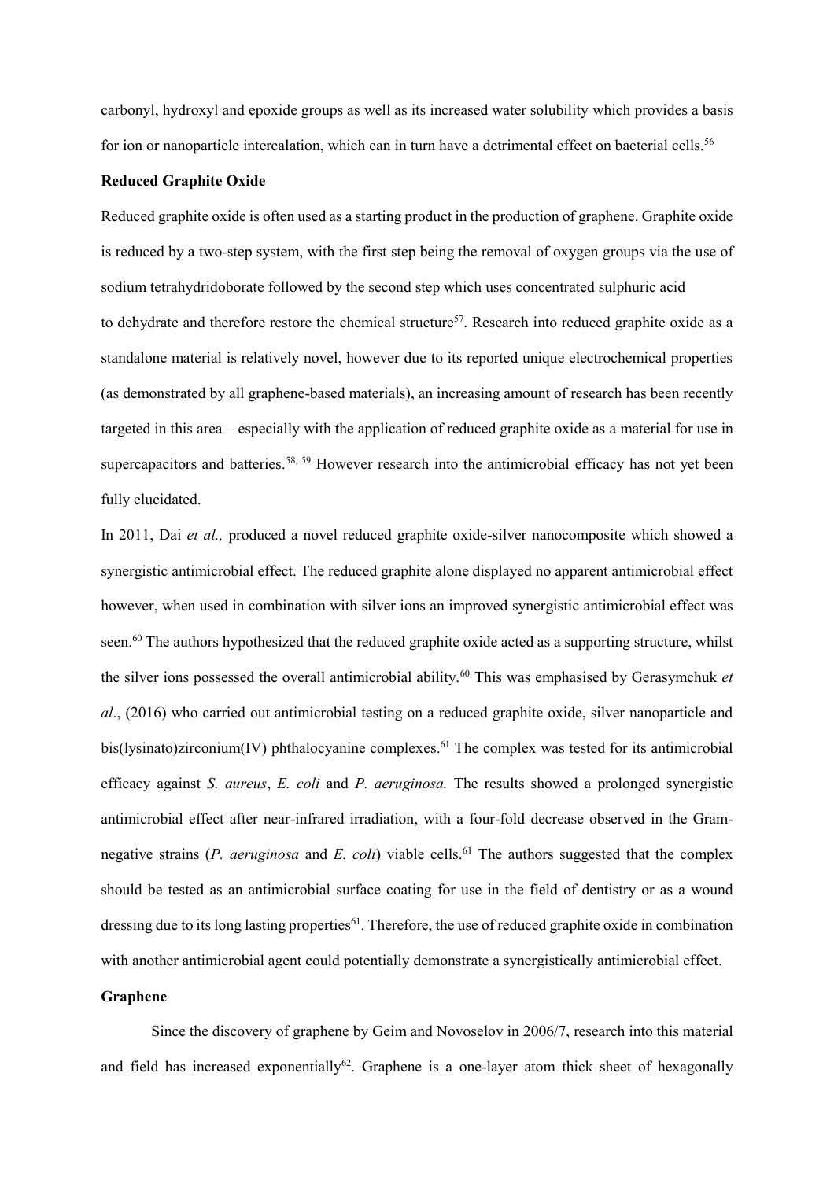carbonyl, hydroxyl and epoxide groups as well as its increased water solubility which provides a basis for ion or nanoparticle intercalation, which can in turn have a detrimental effect on bacterial cells.[56]

**Reduced Graphite Oxide**

Reduced graphite oxide is often used as a starting product in the production of graphene. Graphite oxide is reduced by a two-step system, with the first step being the removal of oxygen groups via the use of sodium tetrahydridoborate followed by the second step which uses concentrated sulphuric acid to dehydrate and therefore restore the chemical structure[57]. Research into reduced graphite oxide as a standalone material is relatively novel, however due to its reported unique electrochemical properties (as demonstrated by all graphene-based materials), an increasing amount of research has been recently targeted in this area – especially with the application of reduced graphite oxide as a material for use in supercapacitors and batteries.[58, 59] However research into the antimicrobial efficacy has not yet been fully elucidated.

In 2011, Dai *et al.,* produced a novel reduced graphite oxide-silver nanocomposite which showed a synergistic antimicrobial effect. The reduced graphite alone displayed no apparent antimicrobial effect however, when used in combination with silver ions an improved synergistic antimicrobial effect was seen.[60] The authors hypothesized that the reduced graphite oxide acted as a supporting structure, whilst the silver ions possessed the overall antimicrobial ability.[60] This was emphasised by Gerasymchuk *et al*., (2016) who carried out antimicrobial testing on a reduced graphite oxide, silver nanoparticle and bis(lysinato)zirconium(IV) phthalocyanine complexes.[61] The complex was tested for its antimicrobial efficacy against *S. aureus*, *E. coli* and *P. aeruginosa.* The results showed a prolonged synergistic antimicrobial effect after near-infrared irradiation, with a four-fold decrease observed in the Gram-negative strains (*P. aeruginosa* and *E. coli*) viable cells.[61] The authors suggested that the complex should be tested as an antimicrobial surface coating for use in the field of dentistry or as a wound dressing due to its long lasting properties[61]. Therefore, the use of reduced graphite oxide in combination with another antimicrobial agent could potentially demonstrate a synergistically antimicrobial effect.

**Graphene**

Since the discovery of graphene by Geim and Novoselov in 2006/7, research into this material and field has increased exponentially[62]. Graphene is a one-layer atom thick sheet of hexagonally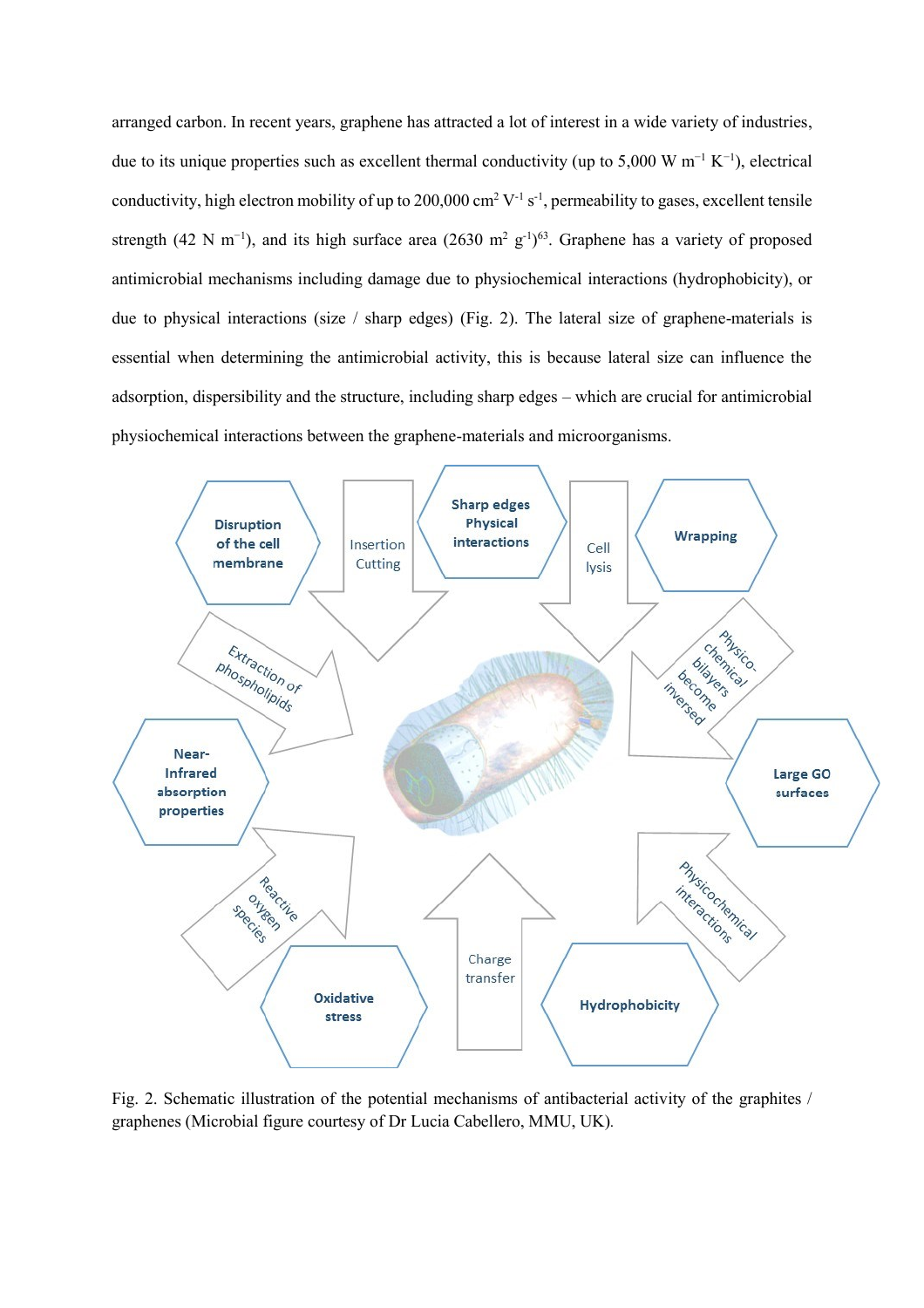arranged carbon. In recent years, graphene has attracted a lot of interest in a wide variety of industries, due to its unique properties such as excellent thermal conductivity (up to 5,000 W $m^{-1}$ $K^{-1}$), electrical conductivity, high electron mobility of up to 200,000 $cm^2$ $V^{-1}$ $s^{-1}$, permeability to gases, excellent tensile strength (42 N $m^{-1}$), and its high surface area (2630 $m^2$ $g^{-1}$)[63]. Graphene has a variety of proposed antimicrobial mechanisms including damage due to physiochemical interactions (hydrophobicity), or due to physical interactions (size / sharp edges) (Fig. 2). The lateral size of graphene-materials is essential when determining the antimicrobial activity, this is because lateral size can influence the adsorption, dispersibility and the structure, including sharp edges – which are crucial for antimicrobial physiochemical interactions between the graphene-materials and microorganisms.

Fig. 2. Schematic illustration of the potential mechanisms of antibacterial activity of the graphites / graphenes (Microbial figure courtesy of Dr Lucia Cabellero, MMU, UK).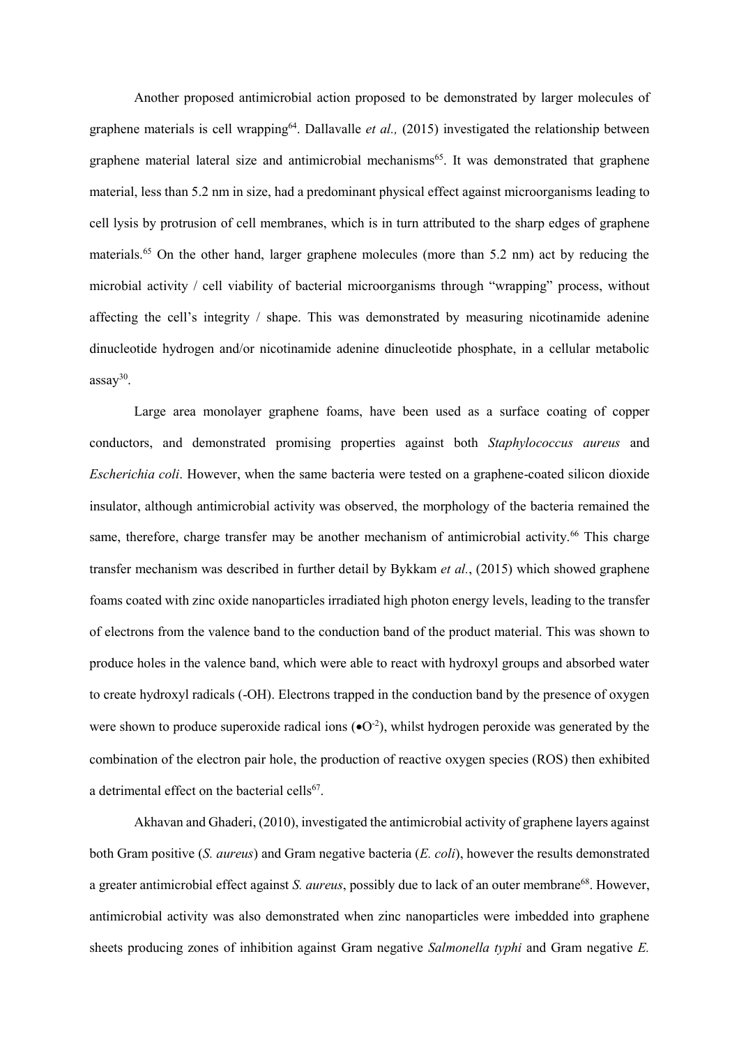Another proposed antimicrobial action proposed to be demonstrated by larger molecules of graphene materials is cell wrapping[64]. Dallavalle *et al.,* (2015) investigated the relationship between graphene material lateral size and antimicrobial mechanisms[65]. It was demonstrated that graphene material, less than 5.2 nm in size, had a predominant physical effect against microorganisms leading to cell lysis by protrusion of cell membranes, which is in turn attributed to the sharp edges of graphene materials.[65] On the other hand, larger graphene molecules (more than 5.2 nm) act by reducing the microbial activity / cell viability of bacterial microorganisms through "wrapping" process, without affecting the cell's integrity / shape. This was demonstrated by measuring nicotinamide adenine dinucleotide hydrogen and/or nicotinamide adenine dinucleotide phosphate, in a cellular metabolic assay[30].

Large area monolayer graphene foams, have been used as a surface coating of copper conductors, and demonstrated promising properties against both *Staphylococcus aureus* and *Escherichia coli*. However, when the same bacteria were tested on a graphene-coated silicon dioxide insulator, although antimicrobial activity was observed, the morphology of the bacteria remained the same, therefore, charge transfer may be another mechanism of antimicrobial activity.[66] This charge transfer mechanism was described in further detail by Bykkam *et al.*, (2015) which showed graphene foams coated with zinc oxide nanoparticles irradiated high photon energy levels, leading to the transfer of electrons from the valence band to the conduction band of the product material. This was shown to produce holes in the valence band, which were able to react with hydroxyl groups and absorbed water to create hydroxyl radicals (-OH). Electrons trapped in the conduction band by the presence of oxygen were shown to produce superoxide radical ions ($\bullet O^{-2}$), whilst hydrogen peroxide was generated by the combination of the electron pair hole, the production of reactive oxygen species (ROS) then exhibited a detrimental effect on the bacterial cells[67].

Akhavan and Ghaderi, (2010), investigated the antimicrobial activity of graphene layers against both Gram positive (*S. aureus*) and Gram negative bacteria (*E. coli*), however the results demonstrated a greater antimicrobial effect against *S. aureus*, possibly due to lack of an outer membrane[68]. However, antimicrobial activity was also demonstrated when zinc nanoparticles were imbedded into graphene sheets producing zones of inhibition against Gram negative *Salmonella typhi* and Gram negative *E.*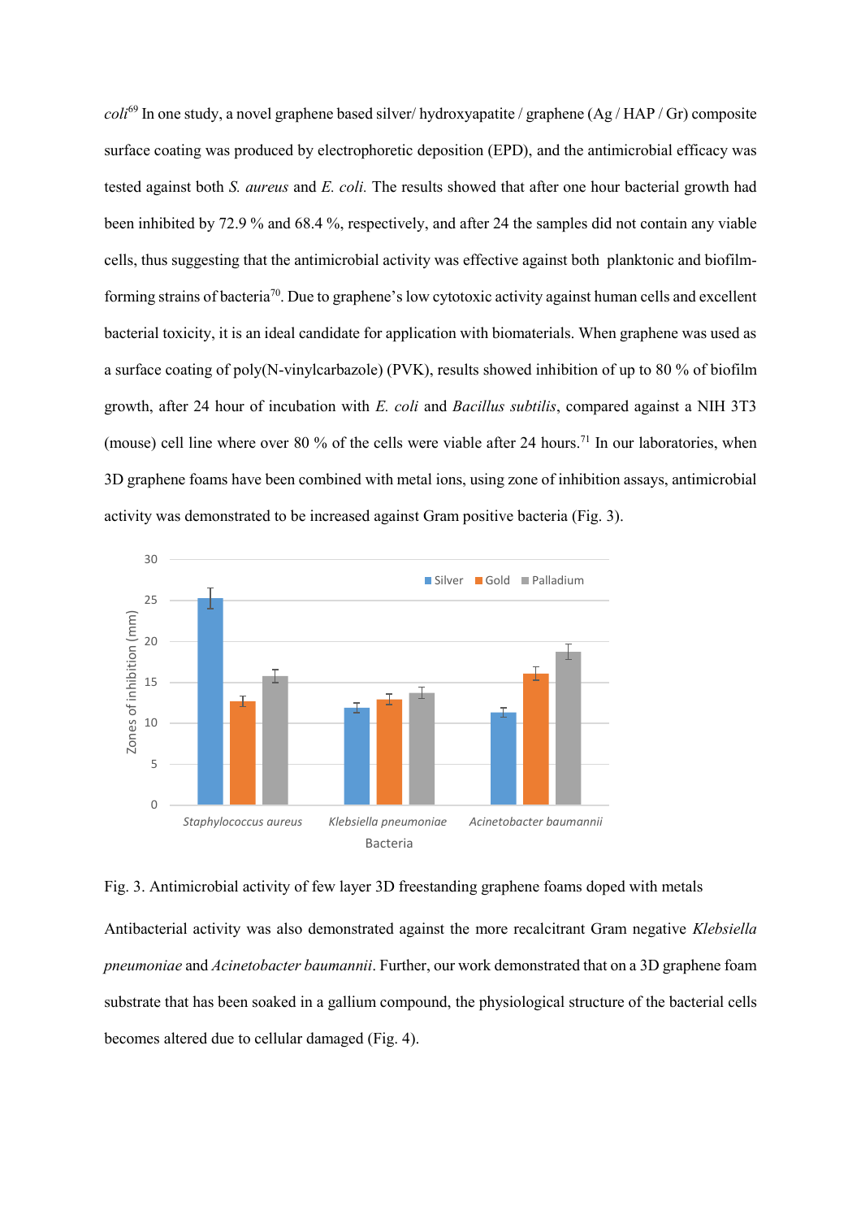*coli*[69] In one study, a novel graphene based silver/ hydroxyapatite / graphene (Ag / HAP / Gr) composite surface coating was produced by electrophoretic deposition (EPD), and the antimicrobial efficacy was tested against both *S. aureus* and *E. coli.* The results showed that after one hour bacterial growth had been inhibited by 72.9 % and 68.4 %, respectively, and after 24 the samples did not contain any viable cells, thus suggesting that the antimicrobial activity was effective against both planktonic and biofilm-forming strains of bacteria[70]. Due to graphene's low cytotoxic activity against human cells and excellent bacterial toxicity, it is an ideal candidate for application with biomaterials. When graphene was used as a surface coating of poly(N-vinylcarbazole) (PVK), results showed inhibition of up to 80 % of biofilm growth, after 24 hour of incubation with *E. coli* and *Bacillus subtilis*, compared against a NIH 3T3 (mouse) cell line where over 80 % of the cells were viable after 24 hours.[71] In our laboratories, when 3D graphene foams have been combined with metal ions, using zone of inhibition assays, antimicrobial activity was demonstrated to be increased against Gram positive bacteria (Fig. 3).

Fig. 3. Antimicrobial activity of few layer 3D freestanding graphene foams doped with metals

Antibacterial activity was also demonstrated against the more recalcitrant Gram negative *Klebsiella pneumoniae* and *Acinetobacter baumannii*. Further, our work demonstrated that on a 3D graphene foam substrate that has been soaked in a gallium compound, the physiological structure of the bacterial cells becomes altered due to cellular damaged (Fig. 4).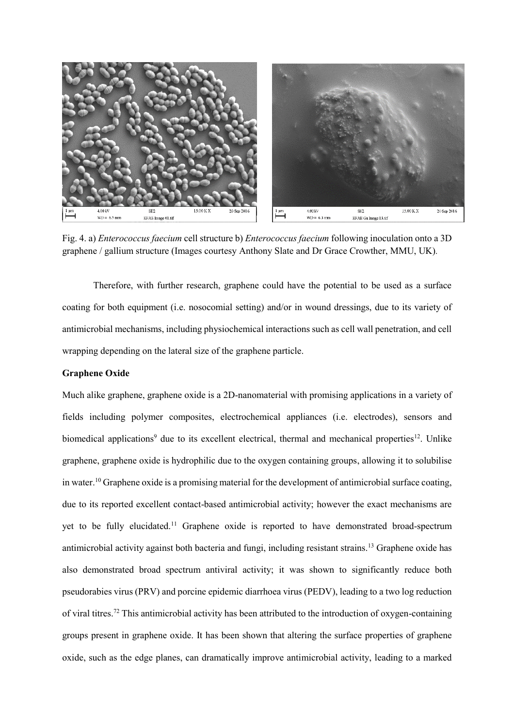Fig. 4. a) *Enterococcus faecium* cell structure b) *Enterococcus faecium* following inoculation onto a 3D graphene / gallium structure (Images courtesy Anthony Slate and Dr Grace Crowther, MMU, UK).

Therefore, with further research, graphene could have the potential to be used as a surface coating for both equipment (i.e. nosocomial setting) and/or in wound dressings, due to its variety of antimicrobial mechanisms, including physiochemical interactions such as cell wall penetration, and cell wrapping depending on the lateral size of the graphene particle.

**Graphene Oxide**

Much alike graphene, graphene oxide is a 2D-nanomaterial with promising applications in a variety of fields including polymer composites, electrochemical appliances (i.e. electrodes), sensors and biomedical applications[9] due to its excellent electrical, thermal and mechanical properties[12]. Unlike graphene, graphene oxide is hydrophilic due to the oxygen containing groups, allowing it to solubilise in water.[10] Graphene oxide is a promising material for the development of antimicrobial surface coating, due to its reported excellent contact-based antimicrobial activity; however the exact mechanisms are yet to be fully elucidated.[11] Graphene oxide is reported to have demonstrated broad-spectrum antimicrobial activity against both bacteria and fungi, including resistant strains.[13] Graphene oxide has also demonstrated broad spectrum antiviral activity; it was shown to significantly reduce both pseudorabies virus (PRV) and porcine epidemic diarrhoea virus (PEDV), leading to a two log reduction of viral titres.[72] This antimicrobial activity has been attributed to the introduction of oxygen-containing groups present in graphene oxide. It has been shown that altering the surface properties of graphene oxide, such as the edge planes, can dramatically improve antimicrobial activity, leading to a marked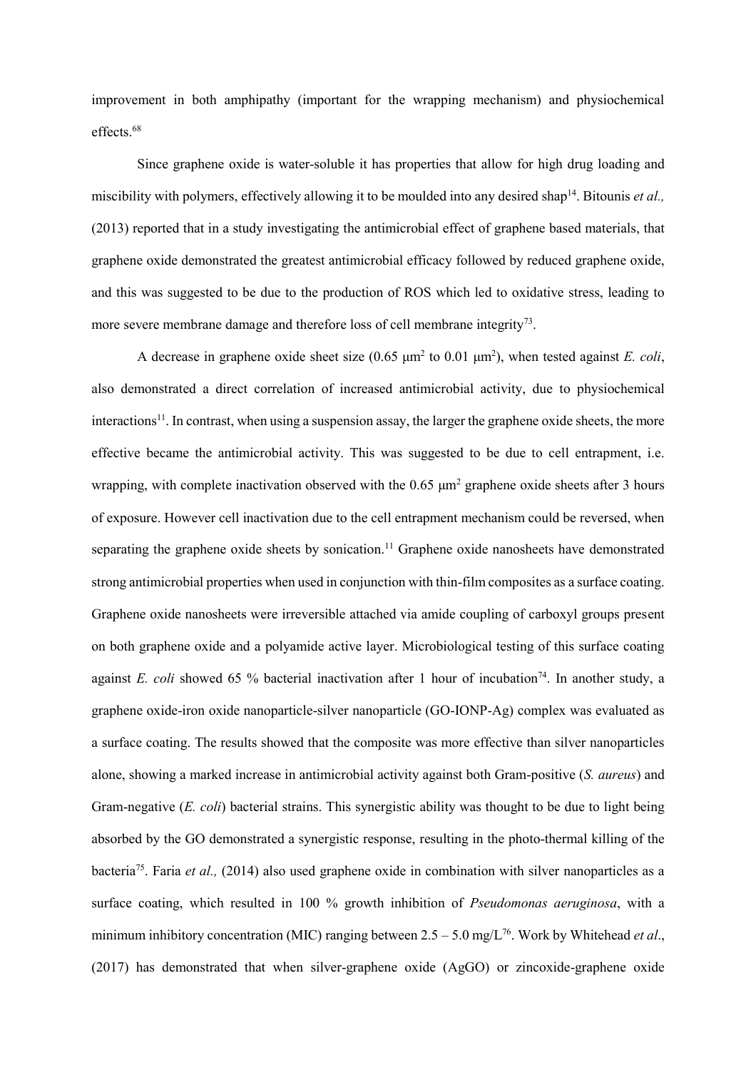improvement in both amphipathy (important for the wrapping mechanism) and physiochemical effects.[68]

Since graphene oxide is water-soluble it has properties that allow for high drug loading and miscibility with polymers, effectively allowing it to be moulded into any desired shap[14]. Bitounis *et al.,* (2013) reported that in a study investigating the antimicrobial effect of graphene based materials, that graphene oxide demonstrated the greatest antimicrobial efficacy followed by reduced graphene oxide, and this was suggested to be due to the production of ROS which led to oxidative stress, leading to more severe membrane damage and therefore loss of cell membrane integrity[73].

A decrease in graphene oxide sheet size (0.65 μm$^2$ to 0.01 μm$^2$), when tested against *E. coli*, also demonstrated a direct correlation of increased antimicrobial activity, due to physiochemical interactions[11]. In contrast, when using a suspension assay, the larger the graphene oxide sheets, the more effective became the antimicrobial activity. This was suggested to be due to cell entrapment, i.e. wrapping, with complete inactivation observed with the 0.65 μm$^2$ graphene oxide sheets after 3 hours of exposure. However cell inactivation due to the cell entrapment mechanism could be reversed, when separating the graphene oxide sheets by sonication.[11] Graphene oxide nanosheets have demonstrated strong antimicrobial properties when used in conjunction with thin-film composites as a surface coating. Graphene oxide nanosheets were irreversible attached via amide coupling of carboxyl groups present on both graphene oxide and a polyamide active layer. Microbiological testing of this surface coating against *E. coli* showed 65 % bacterial inactivation after 1 hour of incubation[74]. In another study, a graphene oxide-iron oxide nanoparticle-silver nanoparticle (GO-IONP-Ag) complex was evaluated as a surface coating. The results showed that the composite was more effective than silver nanoparticles alone, showing a marked increase in antimicrobial activity against both Gram-positive (*S. aureus*) and Gram-negative (*E. coli*) bacterial strains. This synergistic ability was thought to be due to light being absorbed by the GO demonstrated a synergistic response, resulting in the photo-thermal killing of the bacteria[75]. Faria *et al.,* (2014) also used graphene oxide in combination with silver nanoparticles as a surface coating, which resulted in 100 % growth inhibition of *Pseudomonas aeruginosa*, with a minimum inhibitory concentration (MIC) ranging between 2.5 – 5.0 mg/L[76]. Work by Whitehead *et al*., (2017) has demonstrated that when silver-graphene oxide (AgGO) or zincoxide-graphene oxide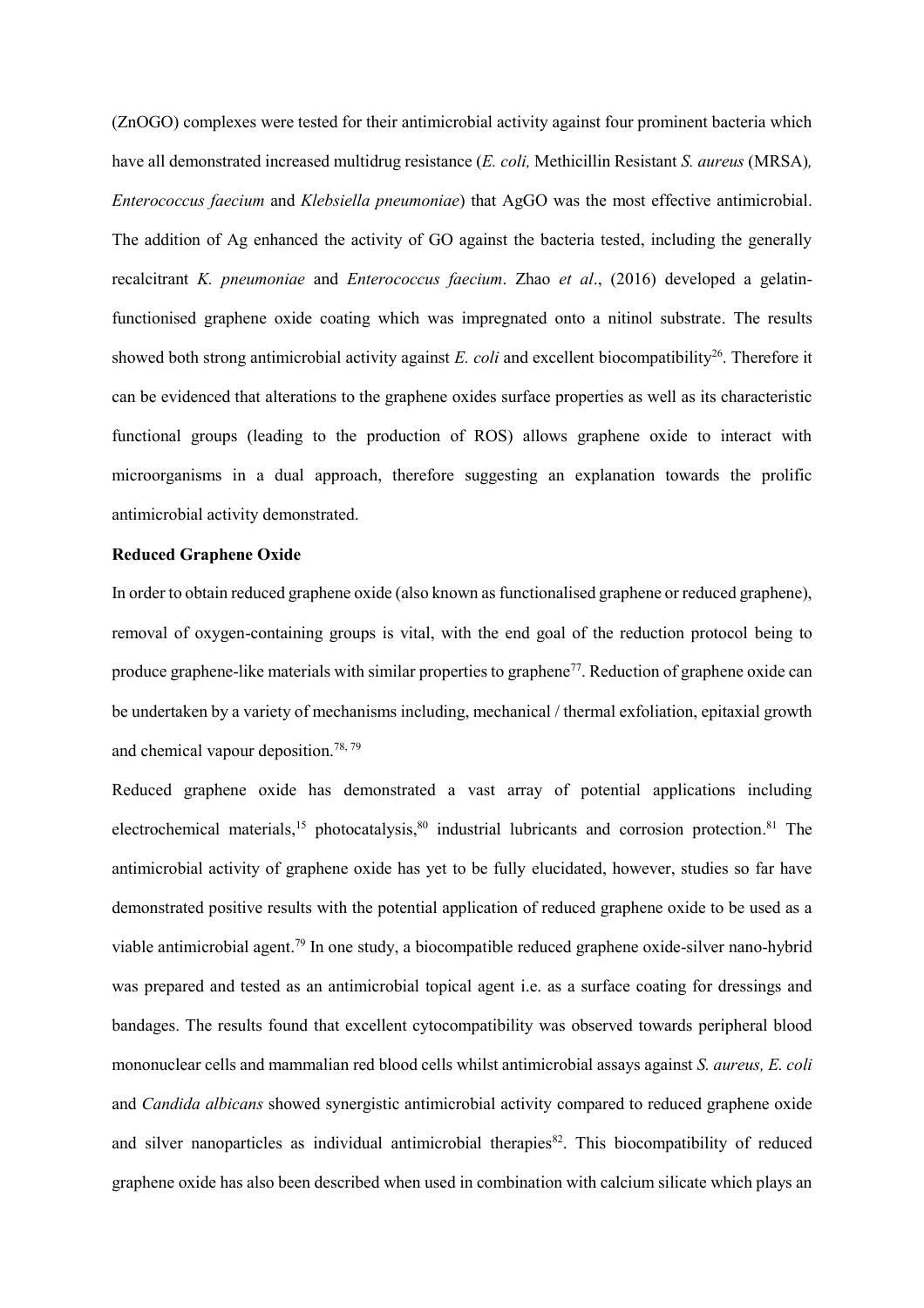(ZnOGO) complexes were tested for their antimicrobial activity against four prominent bacteria which have all demonstrated increased multidrug resistance (*E. coli,* Methicillin Resistant *S. aureus* (MRSA)*, Enterococcus faecium* and *Klebsiella pneumoniae*) that AgGO was the most effective antimicrobial. The addition of Ag enhanced the activity of GO against the bacteria tested, including the generally recalcitrant *K. pneumoniae* and *Enterococcus faecium*. Zhao *et al*., (2016) developed a gelatin-functionised graphene oxide coating which was impregnated onto a nitinol substrate. The results showed both strong antimicrobial activity against *E. coli* and excellent biocompatibility[26]. Therefore it can be evidenced that alterations to the graphene oxides surface properties as well as its characteristic functional groups (leading to the production of ROS) allows graphene oxide to interact with microorganisms in a dual approach, therefore suggesting an explanation towards the prolific antimicrobial activity demonstrated.

**Reduced Graphene Oxide**

In order to obtain reduced graphene oxide (also known as functionalised graphene or reduced graphene), removal of oxygen-containing groups is vital, with the end goal of the reduction protocol being to produce graphene-like materials with similar properties to graphene[77]. Reduction of graphene oxide can be undertaken by a variety of mechanisms including, mechanical / thermal exfoliation, epitaxial growth and chemical vapour deposition.[78, 79]

Reduced graphene oxide has demonstrated a vast array of potential applications including electrochemical materials,[15] photocatalysis,[80] industrial lubricants and corrosion protection.[81] The antimicrobial activity of graphene oxide has yet to be fully elucidated, however, studies so far have demonstrated positive results with the potential application of reduced graphene oxide to be used as a viable antimicrobial agent.[79] In one study, a biocompatible reduced graphene oxide-silver nano-hybrid was prepared and tested as an antimicrobial topical agent i.e. as a surface coating for dressings and bandages. The results found that excellent cytocompatibility was observed towards peripheral blood mononuclear cells and mammalian red blood cells whilst antimicrobial assays against *S. aureus, E. coli* and *Candida albicans* showed synergistic antimicrobial activity compared to reduced graphene oxide and silver nanoparticles as individual antimicrobial therapies[82]. This biocompatibility of reduced graphene oxide has also been described when used in combination with calcium silicate which plays an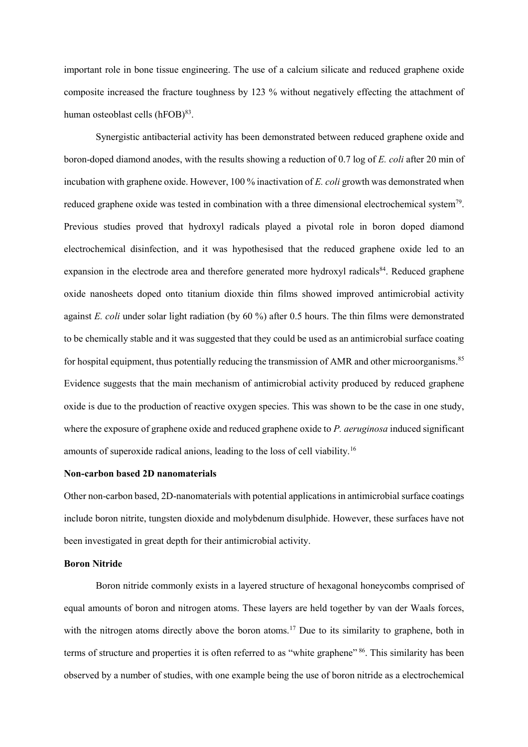important role in bone tissue engineering. The use of a calcium silicate and reduced graphene oxide composite increased the fracture toughness by 123 % without negatively effecting the attachment of human osteoblast cells (hFOB)[83].

Synergistic antibacterial activity has been demonstrated between reduced graphene oxide and boron-doped diamond anodes, with the results showing a reduction of 0.7 log of *E. coli* after 20 min of incubation with graphene oxide. However, 100 % inactivation of *E. coli* growth was demonstrated when reduced graphene oxide was tested in combination with a three dimensional electrochemical system[79]. Previous studies proved that hydroxyl radicals played a pivotal role in boron doped diamond electrochemical disinfection, and it was hypothesised that the reduced graphene oxide led to an expansion in the electrode area and therefore generated more hydroxyl radicals[84]. Reduced graphene oxide nanosheets doped onto titanium dioxide thin films showed improved antimicrobial activity against *E. coli* under solar light radiation (by 60 %) after 0.5 hours. The thin films were demonstrated to be chemically stable and it was suggested that they could be used as an antimicrobial surface coating for hospital equipment, thus potentially reducing the transmission of AMR and other microorganisms.[85] Evidence suggests that the main mechanism of antimicrobial activity produced by reduced graphene oxide is due to the production of reactive oxygen species. This was shown to be the case in one study, where the exposure of graphene oxide and reduced graphene oxide to *P. aeruginosa* induced significant amounts of superoxide radical anions, leading to the loss of cell viability.[16]

**Non-carbon based 2D nanomaterials**

Other non-carbon based, 2D-nanomaterials with potential applications in antimicrobial surface coatings include boron nitrite, tungsten dioxide and molybdenum disulphide. However, these surfaces have not been investigated in great depth for their antimicrobial activity.

**Boron Nitride**

Boron nitride commonly exists in a layered structure of hexagonal honeycombs comprised of equal amounts of boron and nitrogen atoms. These layers are held together by van der Waals forces, with the nitrogen atoms directly above the boron atoms.[17] Due to its similarity to graphene, both in terms of structure and properties it is often referred to as "white graphene" [86]. This similarity has been observed by a number of studies, with one example being the use of boron nitride as a electrochemical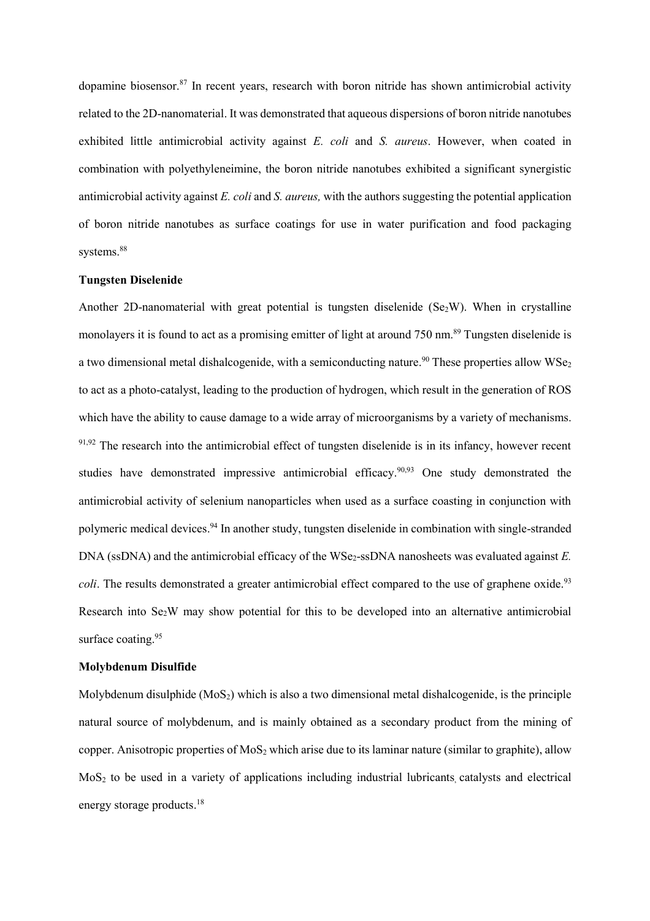dopamine biosensor.[87] In recent years, research with boron nitride has shown antimicrobial activity related to the 2D-nanomaterial. It was demonstrated that aqueous dispersions of boron nitride nanotubes exhibited little antimicrobial activity against *E. coli* and *S. aureus*. However, when coated in combination with polyethyleneimine, the boron nitride nanotubes exhibited a significant synergistic antimicrobial activity against *E. coli* and *S. aureus,* with the authors suggesting the potential application of boron nitride nanotubes as surface coatings for use in water purification and food packaging systems.[88]

**Tungsten Diselenide**

Another 2D-nanomaterial with great potential is tungsten diselenide ($Se_2W$). When in crystalline monolayers it is found to act as a promising emitter of light at around 750 nm.[89] Tungsten diselenide is a two dimensional metal dishalcogenide, with a semiconducting nature.[90] These properties allow $WSe_2$ to act as a photo-catalyst, leading to the production of hydrogen, which result in the generation of ROS which have the ability to cause damage to a wide array of microorganisms by a variety of mechanisms.[91,92] The research into the antimicrobial effect of tungsten diselenide is in its infancy, however recent studies have demonstrated impressive antimicrobial efficacy.[90,93] One study demonstrated the antimicrobial activity of selenium nanoparticles when used as a surface coasting in conjunction with polymeric medical devices.[94] In another study, tungsten diselenide in combination with single-stranded DNA (ssDNA) and the antimicrobial efficacy of the $WSe_2$-ssDNA nanosheets was evaluated against *E. coli*. The results demonstrated a greater antimicrobial effect compared to the use of graphene oxide.[93] Research into $Se_2W$ may show potential for this to be developed into an alternative antimicrobial surface coating.[95]

**Molybdenum Disulfide**

Molybdenum disulphide ($MoS_2$) which is also a two dimensional metal dishalcogenide, is the principle natural source of molybdenum, and is mainly obtained as a secondary product from the mining of copper. Anisotropic properties of $MoS_2$ which arise due to its laminar nature (similar to graphite), allow $MoS_2$ to be used in a variety of applications including industrial lubricants, catalysts and electrical energy storage products.[18]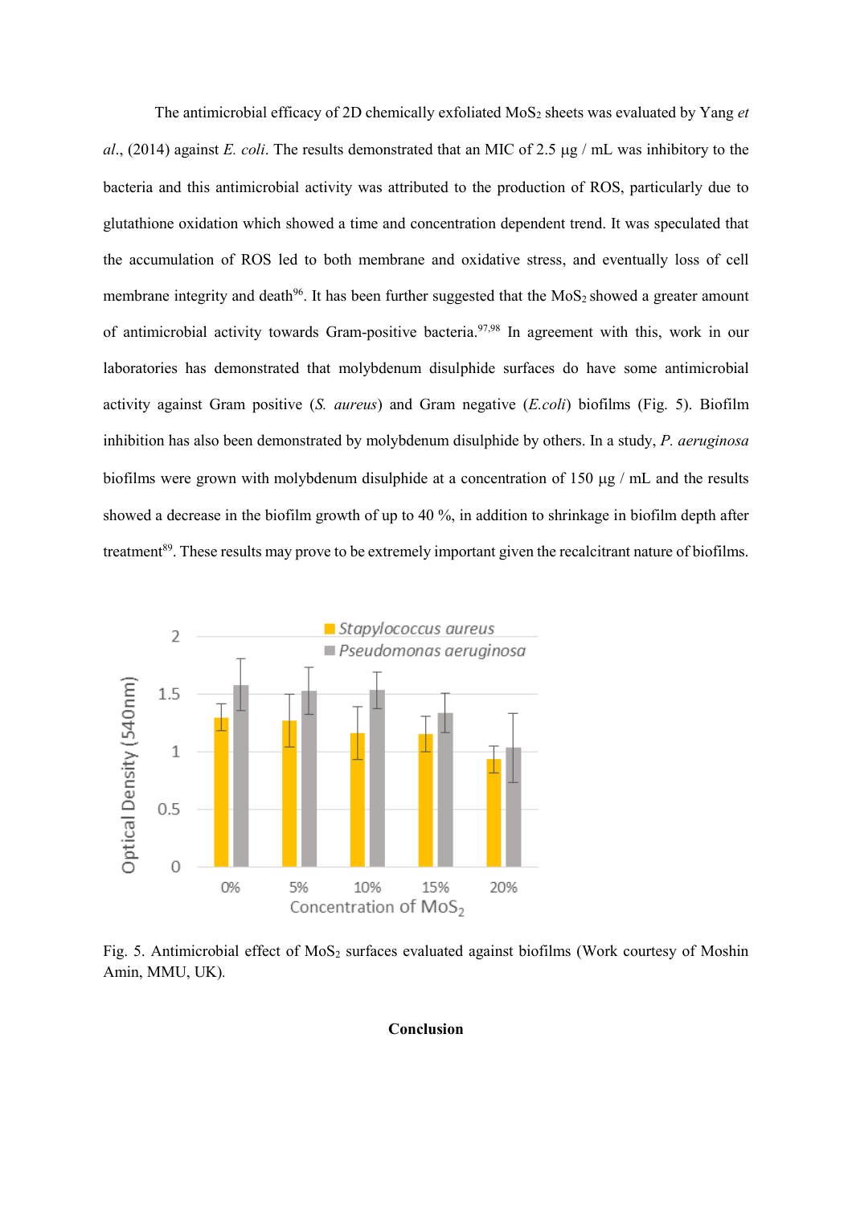The antimicrobial efficacy of 2D chemically exfoliated $MoS_2$ sheets was evaluated by Yang *et al*., (2014) against *E. coli*. The results demonstrated that an MIC of 2.5 µg / mL was inhibitory to the bacteria and this antimicrobial activity was attributed to the production of ROS, particularly due to glutathione oxidation which showed a time and concentration dependent trend. It was speculated that the accumulation of ROS led to both membrane and oxidative stress, and eventually loss of cell membrane integrity and death[96]. It has been further suggested that the $MoS_2$ showed a greater amount of antimicrobial activity towards Gram-positive bacteria.[97,98] In agreement with this, work in our laboratories has demonstrated that molybdenum disulphide surfaces do have some antimicrobial activity against Gram positive (*S. aureus*) and Gram negative (*E.coli*) biofilms (Fig. 5). Biofilm inhibition has also been demonstrated by molybdenum disulphide by others. In a study, *P. aeruginosa* biofilms were grown with molybdenum disulphide at a concentration of 150 µg / mL and the results showed a decrease in the biofilm growth of up to 40 %, in addition to shrinkage in biofilm depth after treatment[89]. These results may prove to be extremely important given the recalcitrant nature of biofilms.

Fig. 5. Antimicrobial effect of $MoS_2$ surfaces evaluated against biofilms (Work courtesy of Moshin Amin, MMU, UK).

**Conclusion**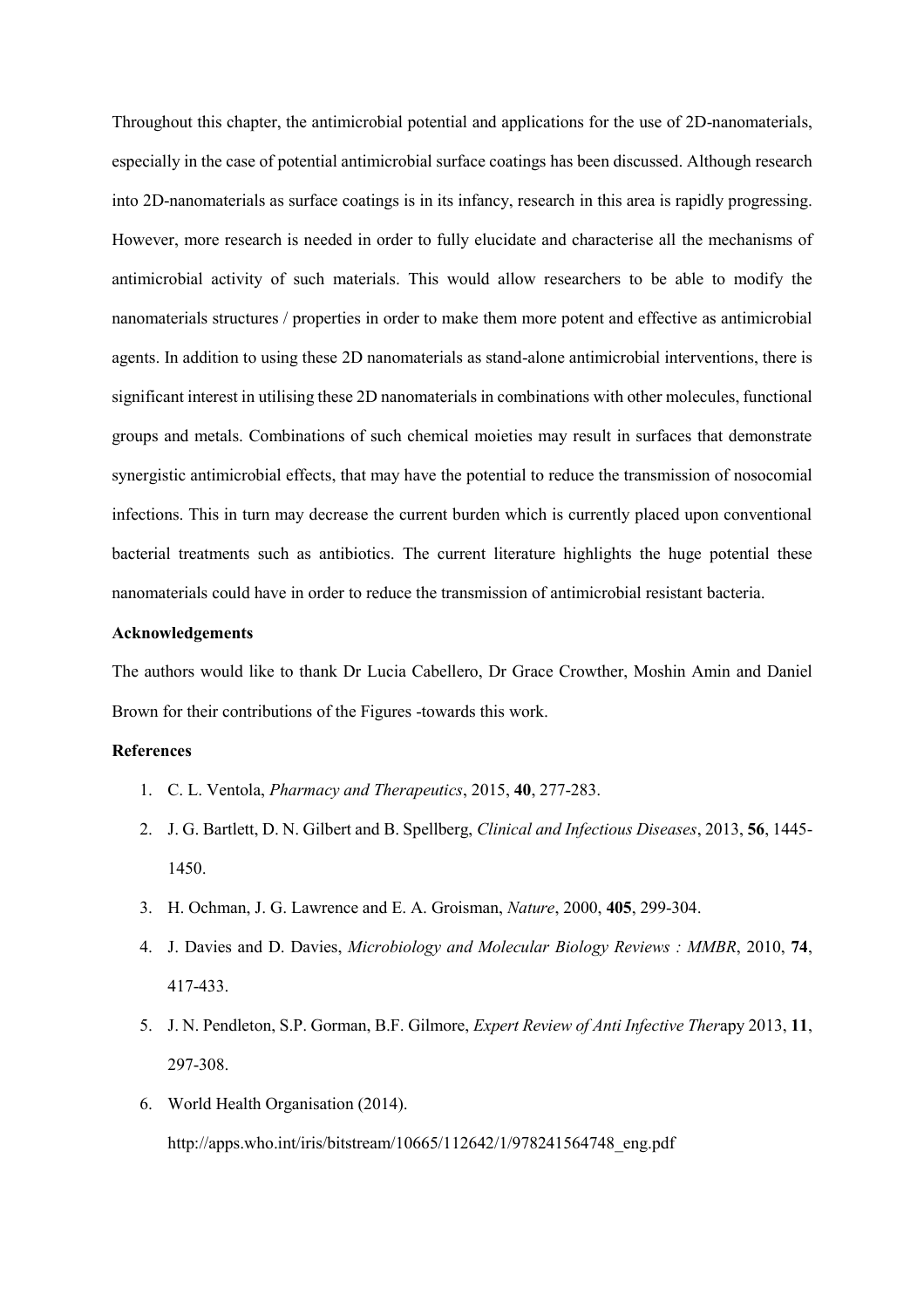Throughout this chapter, the antimicrobial potential and applications for the use of 2D-nanomaterials, especially in the case of potential antimicrobial surface coatings has been discussed. Although research into 2D-nanomaterials as surface coatings is in its infancy, research in this area is rapidly progressing. However, more research is needed in order to fully elucidate and characterise all the mechanisms of antimicrobial activity of such materials. This would allow researchers to be able to modify the nanomaterials structures / properties in order to make them more potent and effective as antimicrobial agents. In addition to using these 2D nanomaterials as stand-alone antimicrobial interventions, there is significant interest in utilising these 2D nanomaterials in combinations with other molecules, functional groups and metals. Combinations of such chemical moieties may result in surfaces that demonstrate synergistic antimicrobial effects, that may have the potential to reduce the transmission of nosocomial infections. This in turn may decrease the current burden which is currently placed upon conventional bacterial treatments such as antibiotics. The current literature highlights the huge potential these nanomaterials could have in order to reduce the transmission of antimicrobial resistant bacteria.

**Acknowledgements**

The authors would like to thank Dr Lucia Cabellero, Dr Grace Crowther, Moshin Amin and Daniel Brown for their contributions of the Figures -towards this work.

**References**

1. C. L. Ventola, *Pharmacy and Therapeutics*, 2015, **40**, 277-283.
2. J. G. Bartlett, D. N. Gilbert and B. Spellberg, *Clinical and Infectious Diseases*, 2013, **56**, 1445-1450.
3. H. Ochman, J. G. Lawrence and E. A. Groisman, *Nature*, 2000, **405**, 299-304.
4. J. Davies and D. Davies, *Microbiology and Molecular Biology Reviews : MMBR*, 2010, **74**, 417-433.
5. J. N. Pendleton, S.P. Gorman, B.F. Gilmore, *Expert Review of Anti Infective Ther*apy 2013, **11**, 297-308.
6. World Health Organisation (2014). http://apps.who.int/iris/bitstream/10665/112642/1/978241564748_eng.pdf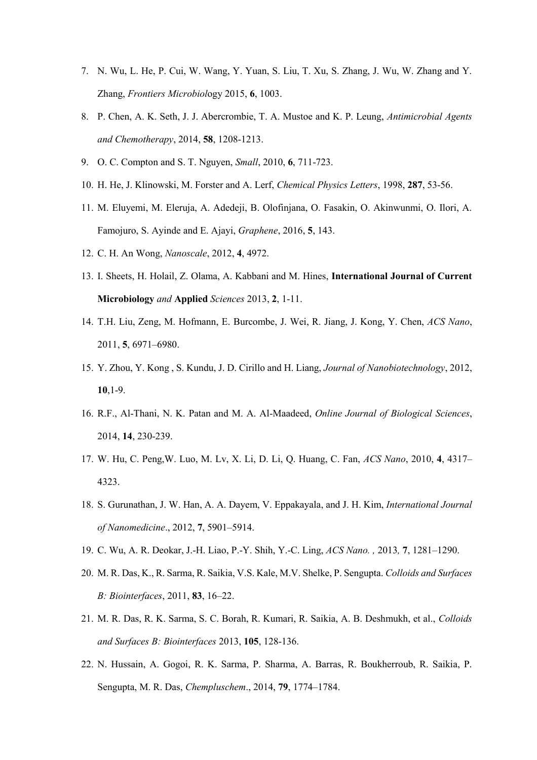7. N. Wu, L. He, P. Cui, W. Wang, Y. Yuan, S. Liu, T. Xu, S. Zhang, J. Wu, W. Zhang and Y. Zhang, *Frontiers Microbiol*ogy 2015, **6**, 1003.
8. P. Chen, A. K. Seth, J. J. Abercrombie, T. A. Mustoe and K. P. Leung, *Antimicrobial Agents and Chemotherapy*, 2014, **58**, 1208-1213.
9. O. C. Compton and S. T. Nguyen, *Small*, 2010, **6**, 711-723.
10. H. He, J. Klinowski, M. Forster and A. Lerf, *Chemical Physics Letters*, 1998, **287**, 53-56.
11. M. Eluyemi, M. Eleruja, A. Adedeji, B. Olofinjana, O. Fasakin, O. Akinwunmi, O. Ilori, A. Famojuro, S. Ayinde and E. Ajayi, *Graphene*, 2016, **5**, 143.
12. C. H. An Wong, *Nanoscale*, 2012, **4**, 4972.
13. I. Sheets, H. Holail, Z. Olama, A. Kabbani and M. Hines, **International Journal of Current Microbiology** *and* **Applied** *Sciences* 2013, **2**, 1-11.
14. T.H. Liu, Zeng, M. Hofmann, E. Burcombe, J. Wei, R. Jiang, J. Kong, Y. Chen, *ACS Nano*, 2011, **5**, 6971–6980.
15. Y. Zhou, Y. Kong , S. Kundu, J. D. Cirillo and H. Liang, *Journal of Nanobiotechnology*, 2012, **10**,1-9.
16. R.F., Al-Thani, N. K. Patan and M. A. Al-Maadeed, *Online Journal of Biological Sciences*, 2014, **14**, 230-239.
17. W. Hu, C. Peng,W. Luo, M. Lv, X. Li, D. Li, Q. Huang, C. Fan, *ACS Nano*, 2010, **4**, 4317–4323.
18. S. Gurunathan, J. W. Han, A. A. Dayem, V. Eppakayala, and J. H. Kim, *International Journal of Nanomedicine*., 2012, **7**, 5901–5914.
19. C. Wu, A. R. Deokar, J.-H. Liao, P.-Y. Shih, Y.-C. Ling, *ACS Nano. ,* 2013*,* **7**, 1281–1290.
20. M. R. Das, K., R. Sarma, R. Saikia, V.S. Kale, M.V. Shelke, P. Sengupta. *Colloids and Surfaces B: Biointerfaces*, 2011, **83**, 16–22.
21. M. R. Das, R. K. Sarma, S. C. Borah, R. Kumari, R. Saikia, A. B. Deshmukh, et al., *Colloids and Surfaces B: Biointerfaces* 2013, **105**, 128-136.
22. N. Hussain, A. Gogoi, R. K. Sarma, P. Sharma, A. Barras, R. Boukherroub, R. Saikia, P. Sengupta, M. R. Das, *Chempluschem*., 2014, **79**, 1774–1784.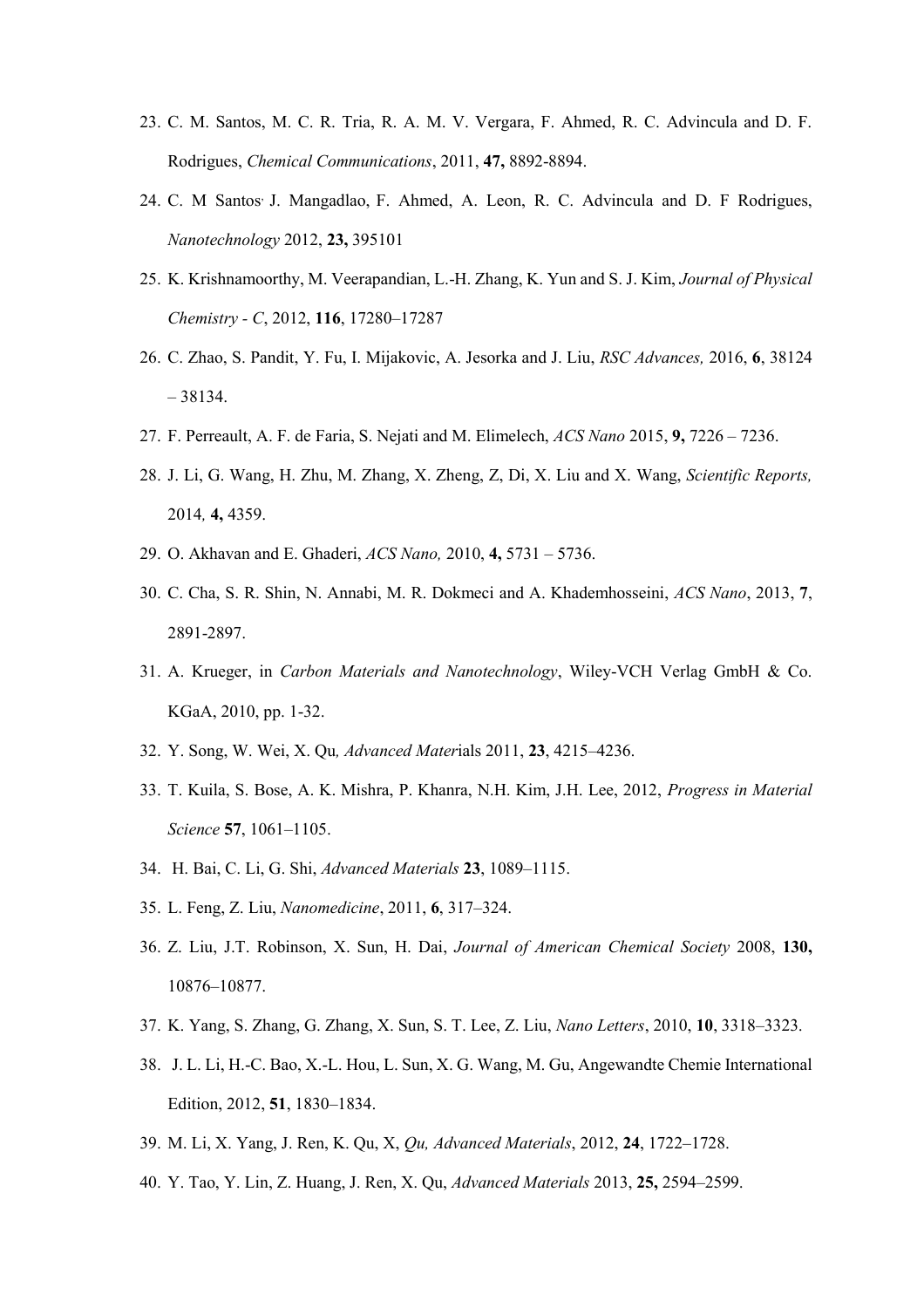23. C. M. Santos, M. C. R. Tria, R. A. M. V. Vergara, F. Ahmed, R. C. Advincula and D. F. Rodrigues, *Chemical Communications*, 2011, **47,** 8892-8894.
24. C. M Santos, J. Mangadlao, F. Ahmed, A. Leon, R. C. Advincula and D. F Rodrigues, *Nanotechnology* 2012, **23,** 395101
25. K. Krishnamoorthy, M. Veerapandian, L.-H. Zhang, K. Yun and S. J. Kim, *Journal of Physical Chemistry - C*, 2012, **116**, 17280–17287
26. C. Zhao, S. Pandit, Y. Fu, I. Mijakovic, A. Jesorka and J. Liu, *RSC Advances,* 2016, **6**, 38124 – 38134.
27. F. Perreault, A. F. de Faria, S. Nejati and M. Elimelech, *ACS Nano* 2015, **9,** 7226 – 7236.
28. J. Li, G. Wang, H. Zhu, M. Zhang, X. Zheng, Z, Di, X. Liu and X. Wang, *Scientific Reports,* 2014*,* **4,** 4359.
29. O. Akhavan and E. Ghaderi, *ACS Nano,* 2010, **4,** 5731 – 5736.
30. C. Cha, S. R. Shin, N. Annabi, M. R. Dokmeci and A. Khademhosseini, *ACS Nano*, 2013, **7**, 2891-2897.
31. A. Krueger, in *Carbon Materials and Nanotechnology*, Wiley-VCH Verlag GmbH & Co. KGaA, 2010, pp. 1-32.
32. Y. Song, W. Wei, X. Qu*, Advanced Mate*rials 2011, **23**, 4215–4236.
33. T. Kuila, S. Bose, A. K. Mishra, P. Khanra, N.H. Kim, J.H. Lee, 2012, *Progress in Material Science* **57**, 1061–1105.
34. H. Bai, C. Li, G. Shi, *Advanced Materials* **23**, 1089–1115.
35. L. Feng, Z. Liu, *Nanomedicine*, 2011, **6**, 317–324.
36. Z. Liu, J.T. Robinson, X. Sun, H. Dai, *Journal of American Chemical Society* 2008, **130,** 10876–10877.
37. K. Yang, S. Zhang, G. Zhang, X. Sun, S. T. Lee, Z. Liu, *Nano Letters*, 2010, **10**, 3318–3323.
38. J. L. Li, H.-C. Bao, X.-L. Hou, L. Sun, X. G. Wang, M. Gu, Angewandte Chemie International Edition, 2012, **51**, 1830–1834.
39. M. Li, X. Yang, J. Ren, K. Qu, X, *Qu, Advanced Materials*, 2012, **24**, 1722–1728.
40. Y. Tao, Y. Lin, Z. Huang, J. Ren, X. Qu, *Advanced Materials* 2013, **25,** 2594–2599.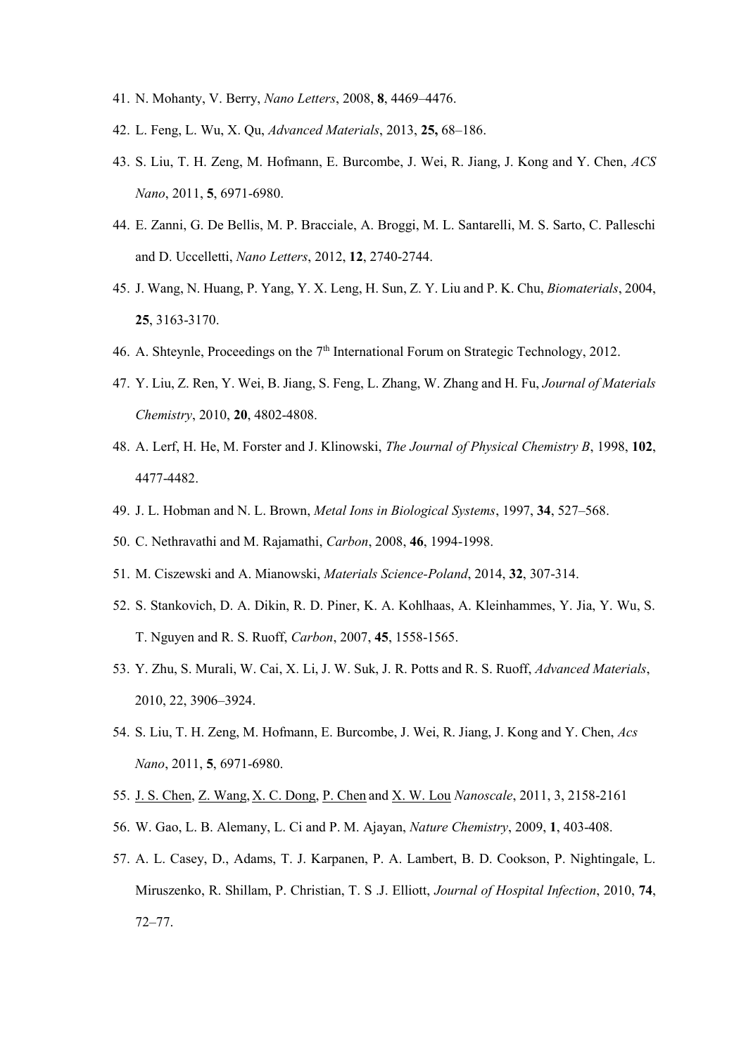41. N. Mohanty, V. Berry, *Nano Letters*, 2008, **8**, 4469–4476.
42. L. Feng, L. Wu, X. Qu, *Advanced Materials*, 2013, **25,** 68–186.
43. S. Liu, T. H. Zeng, M. Hofmann, E. Burcombe, J. Wei, R. Jiang, J. Kong and Y. Chen, *ACS Nano*, 2011, **5**, 6971-6980.
44. E. Zanni, G. De Bellis, M. P. Bracciale, A. Broggi, M. L. Santarelli, M. S. Sarto, C. Palleschi and D. Uccelletti, *Nano Letters*, 2012, **12**, 2740-2744.
45. J. Wang, N. Huang, P. Yang, Y. X. Leng, H. Sun, Z. Y. Liu and P. K. Chu, *Biomaterials*, 2004, **25**, 3163-3170.
46. A. Shteynle, Proceedings on the 7th International Forum on Strategic Technology, 2012.
47. Y. Liu, Z. Ren, Y. Wei, B. Jiang, S. Feng, L. Zhang, W. Zhang and H. Fu, *Journal of Materials Chemistry*, 2010, **20**, 4802-4808.
48. A. Lerf, H. He, M. Forster and J. Klinowski, *The Journal of Physical Chemistry B*, 1998, **102**, 4477-4482.
49. J. L. Hobman and N. L. Brown, *Metal Ions in Biological Systems*, 1997, **34**, 527–568.
50. C. Nethravathi and M. Rajamathi, *Carbon*, 2008, **46**, 1994-1998.
51. M. Ciszewski and A. Mianowski, *Materials Science-Poland*, 2014, **32**, 307-314.
52. S. Stankovich, D. A. Dikin, R. D. Piner, K. A. Kohlhaas, A. Kleinhammes, Y. Jia, Y. Wu, S. T. Nguyen and R. S. Ruoff, *Carbon*, 2007, **45**, 1558-1565.
53. Y. Zhu, S. Murali, W. Cai, X. Li, J. W. Suk, J. R. Potts and R. S. Ruoff, *Advanced Materials*, 2010, 22, 3906–3924.
54. S. Liu, T. H. Zeng, M. Hofmann, E. Burcombe, J. Wei, R. Jiang, J. Kong and Y. Chen, *Acs Nano*, 2011, **5**, 6971-6980.
55. J. S. Chen, Z. Wang, X. C. Dong, P. Chen and X. W. Lou *Nanoscale*, 2011, 3, 2158-2161
56. W. Gao, L. B. Alemany, L. Ci and P. M. Ajayan, *Nature Chemistry*, 2009, **1**, 403-408.
57. A. L. Casey, D., Adams, T. J. Karpanen, P. A. Lambert, B. D. Cookson, P. Nightingale, L. Miruszenko, R. Shillam, P. Christian, T. S .J. Elliott, *Journal of Hospital Infection*, 2010, **74**, 72–77.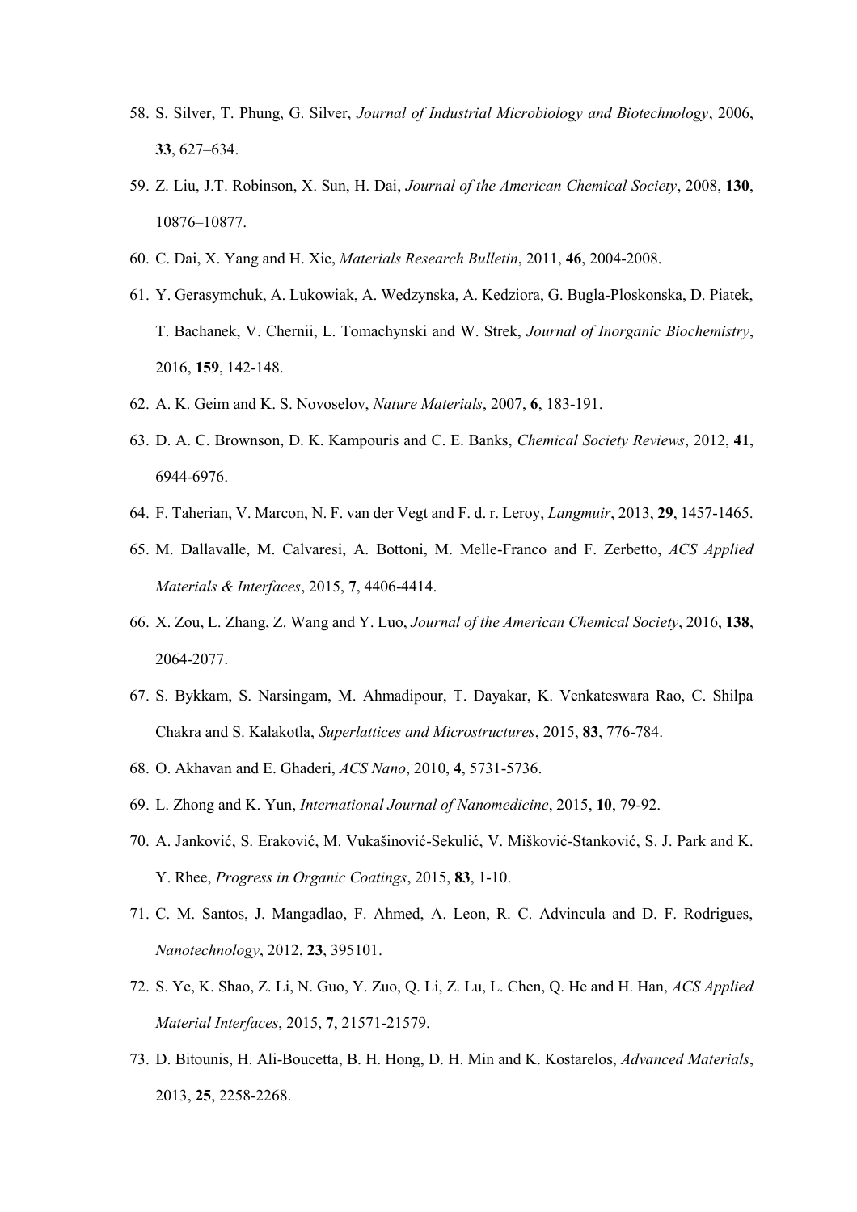58. S. Silver, T. Phung, G. Silver, *Journal of Industrial Microbiology and Biotechnology*, 2006, **33**, 627–634.
59. Z. Liu, J.T. Robinson, X. Sun, H. Dai, *Journal of the American Chemical Society*, 2008, **130**, 10876–10877.
60. C. Dai, X. Yang and H. Xie, *Materials Research Bulletin*, 2011, **46**, 2004-2008.
61. Y. Gerasymchuk, A. Lukowiak, A. Wedzynska, A. Kedziora, G. Bugla-Ploskonska, D. Piatek, T. Bachanek, V. Chernii, L. Tomachynski and W. Strek, *Journal of Inorganic Biochemistry*, 2016, **159**, 142-148.
62. A. K. Geim and K. S. Novoselov, *Nature Materials*, 2007, **6**, 183-191.
63. D. A. C. Brownson, D. K. Kampouris and C. E. Banks, *Chemical Society Reviews*, 2012, **41**, 6944-6976.
64. F. Taherian, V. Marcon, N. F. van der Vegt and F. d. r. Leroy, *Langmuir*, 2013, **29**, 1457-1465.
65. M. Dallavalle, M. Calvaresi, A. Bottoni, M. Melle-Franco and F. Zerbetto, *ACS Applied Materials & Interfaces*, 2015, **7**, 4406-4414.
66. X. Zou, L. Zhang, Z. Wang and Y. Luo, *Journal of the American Chemical Society*, 2016, **138**, 2064-2077.
67. S. Bykkam, S. Narsingam, M. Ahmadipour, T. Dayakar, K. Venkateswara Rao, C. Shilpa Chakra and S. Kalakotla, *Superlattices and Microstructures*, 2015, **83**, 776-784.
68. O. Akhavan and E. Ghaderi, *ACS Nano*, 2010, **4**, 5731-5736.
69. L. Zhong and K. Yun, *International Journal of Nanomedicine*, 2015, **10**, 79-92.
70. A. Janković, S. Eraković, M. Vukašinović-Sekulić, V. Mišković-Stanković, S. J. Park and K. Y. Rhee, *Progress in Organic Coatings*, 2015, **83**, 1-10.
71. C. M. Santos, J. Mangadlao, F. Ahmed, A. Leon, R. C. Advincula and D. F. Rodrigues, *Nanotechnology*, 2012, **23**, 395101.
72. S. Ye, K. Shao, Z. Li, N. Guo, Y. Zuo, Q. Li, Z. Lu, L. Chen, Q. He and H. Han, *ACS Applied Material Interfaces*, 2015, **7**, 21571-21579.
73. D. Bitounis, H. Ali-Boucetta, B. H. Hong, D. H. Min and K. Kostarelos, *Advanced Materials*, 2013, **25**, 2258-2268.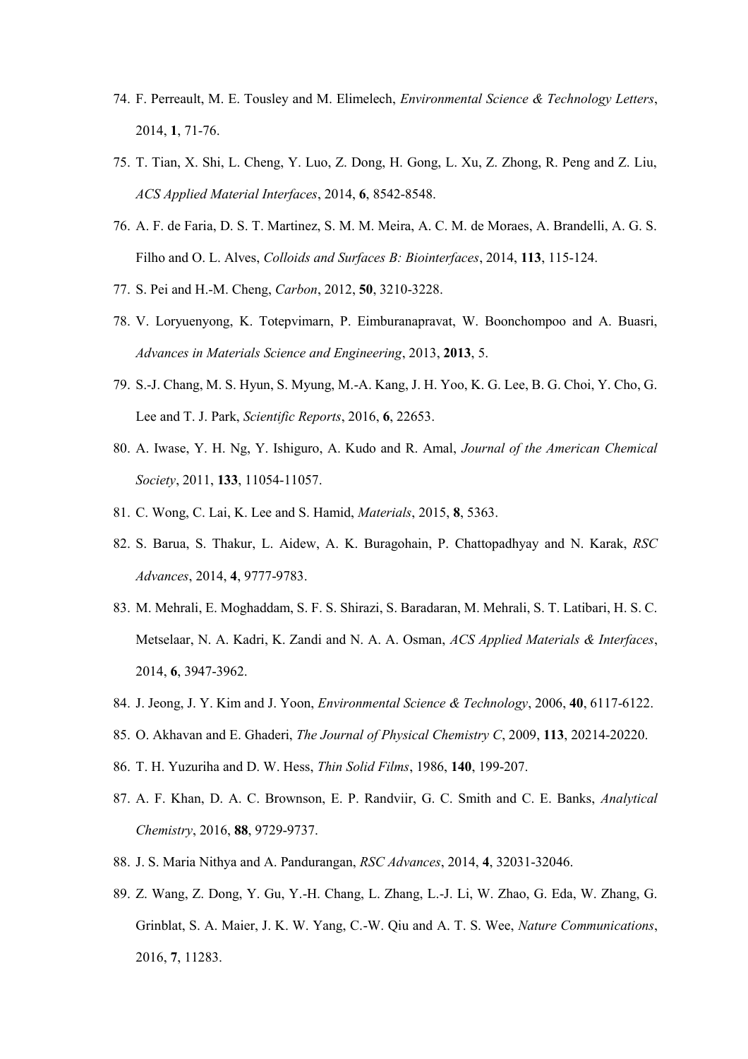74. F. Perreault, M. E. Tousley and M. Elimelech, *Environmental Science & Technology Letters*, 2014, **1**, 71-76.
75. T. Tian, X. Shi, L. Cheng, Y. Luo, Z. Dong, H. Gong, L. Xu, Z. Zhong, R. Peng and Z. Liu, *ACS Applied Material Interfaces*, 2014, **6**, 8542-8548.
76. A. F. de Faria, D. S. T. Martinez, S. M. M. Meira, A. C. M. de Moraes, A. Brandelli, A. G. S. Filho and O. L. Alves, *Colloids and Surfaces B: Biointerfaces*, 2014, **113**, 115-124.
77. S. Pei and H.-M. Cheng, *Carbon*, 2012, **50**, 3210-3228.
78. V. Loryuenyong, K. Totepvimarn, P. Eimburanapravat, W. Boonchompoo and A. Buasri, *Advances in Materials Science and Engineering*, 2013, **2013**, 5.
79. S.-J. Chang, M. S. Hyun, S. Myung, M.-A. Kang, J. H. Yoo, K. G. Lee, B. G. Choi, Y. Cho, G. Lee and T. J. Park, *Scientific Reports*, 2016, **6**, 22653.
80. A. Iwase, Y. H. Ng, Y. Ishiguro, A. Kudo and R. Amal, *Journal of the American Chemical Society*, 2011, **133**, 11054-11057.
81. C. Wong, C. Lai, K. Lee and S. Hamid, *Materials*, 2015, **8**, 5363.
82. S. Barua, S. Thakur, L. Aidew, A. K. Buragohain, P. Chattopadhyay and N. Karak, *RSC Advances*, 2014, **4**, 9777-9783.
83. M. Mehrali, E. Moghaddam, S. F. S. Shirazi, S. Baradaran, M. Mehrali, S. T. Latibari, H. S. C. Metselaar, N. A. Kadri, K. Zandi and N. A. A. Osman, *ACS Applied Materials & Interfaces*, 2014, **6**, 3947-3962.
84. J. Jeong, J. Y. Kim and J. Yoon, *Environmental Science & Technology*, 2006, **40**, 6117-6122.
85. O. Akhavan and E. Ghaderi, *The Journal of Physical Chemistry C*, 2009, **113**, 20214-20220.
86. T. H. Yuzuriha and D. W. Hess, *Thin Solid Films*, 1986, **140**, 199-207.
87. A. F. Khan, D. A. C. Brownson, E. P. Randviir, G. C. Smith and C. E. Banks, *Analytical Chemistry*, 2016, **88**, 9729-9737.
88. J. S. Maria Nithya and A. Pandurangan, *RSC Advances*, 2014, **4**, 32031-32046.
89. Z. Wang, Z. Dong, Y. Gu, Y.-H. Chang, L. Zhang, L.-J. Li, W. Zhao, G. Eda, W. Zhang, G. Grinblat, S. A. Maier, J. K. W. Yang, C.-W. Qiu and A. T. S. Wee, *Nature Communications*, 2016, **7**, 11283.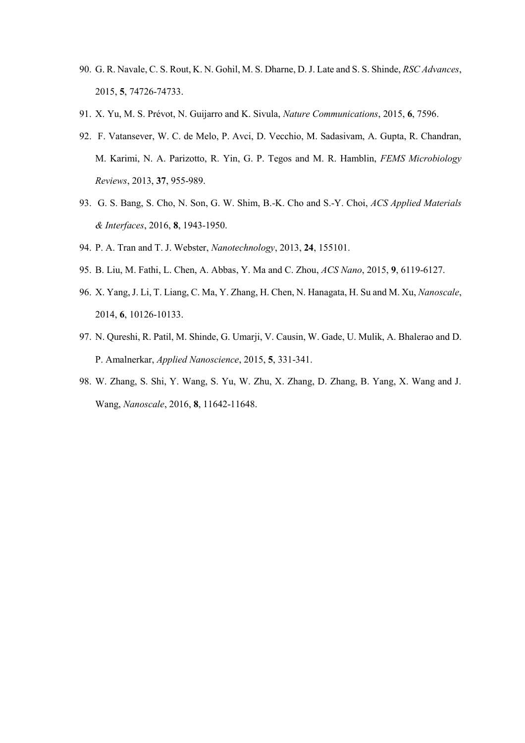90. G. R. Navale, C. S. Rout, K. N. Gohil, M. S. Dharne, D. J. Late and S. S. Shinde, *RSC Advances*, 2015, **5**, 74726-74733.
91. X. Yu, M. S. Prévot, N. Guijarro and K. Sivula, *Nature Communications*, 2015, **6**, 7596.
92. F. Vatansever, W. C. de Melo, P. Avci, D. Vecchio, M. Sadasivam, A. Gupta, R. Chandran, M. Karimi, N. A. Parizotto, R. Yin, G. P. Tegos and M. R. Hamblin, *FEMS Microbiology Reviews*, 2013, **37**, 955-989.
93. G. S. Bang, S. Cho, N. Son, G. W. Shim, B.-K. Cho and S.-Y. Choi, *ACS Applied Materials & Interfaces*, 2016, **8**, 1943-1950.
94. P. A. Tran and T. J. Webster, *Nanotechnology*, 2013, **24**, 155101.
95. B. Liu, M. Fathi, L. Chen, A. Abbas, Y. Ma and C. Zhou, *ACS Nano*, 2015, **9**, 6119-6127.
96. X. Yang, J. Li, T. Liang, C. Ma, Y. Zhang, H. Chen, N. Hanagata, H. Su and M. Xu, *Nanoscale*, 2014, **6**, 10126-10133.
97. N. Qureshi, R. Patil, M. Shinde, G. Umarji, V. Causin, W. Gade, U. Mulik, A. Bhalerao and D. P. Amalnerkar, *Applied Nanoscience*, 2015, **5**, 331-341.
98. W. Zhang, S. Shi, Y. Wang, S. Yu, W. Zhu, X. Zhang, D. Zhang, B. Yang, X. Wang and J. Wang, *Nanoscale*, 2016, **8**, 11642-11648.